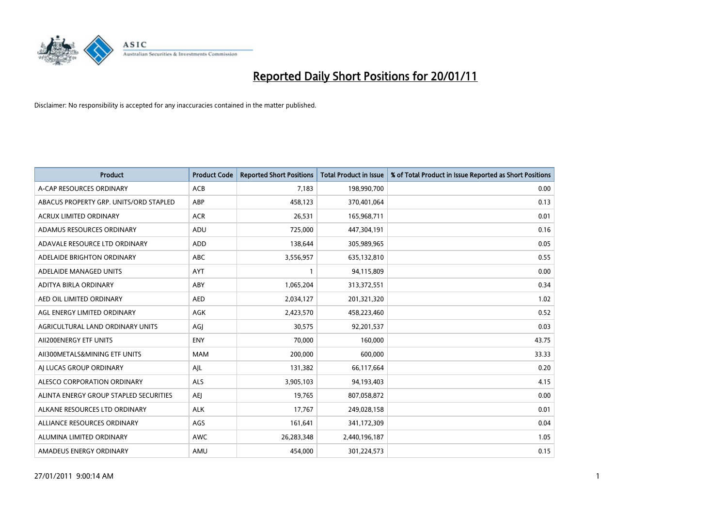# Reported Daily Short Positions for 20/01/11

Disclaimer: No responsibility is accepted for any inaccuracies contained in the matter published.

| Product | Product Code | Reported Short Positions | Total Product in Issue | % of Total Product in Issue Reported as Short Positions |
|---|---|---|---|---|
| A-CAP RESOURCES ORDINARY | ACB | 7,183 | 198,990,700 | 0.00 |
| ABACUS PROPERTY GRP. UNITS/ORD STAPLED | ABP | 458,123 | 370,401,064 | 0.13 |
| ACRUX LIMITED ORDINARY | ACR | 26,531 | 165,968,711 | 0.01 |
| ADAMUS RESOURCES ORDINARY | ADU | 725,000 | 447,304,191 | 0.16 |
| ADAVALE RESOURCE LTD ORDINARY | ADD | 138,644 | 305,989,965 | 0.05 |
| ADELAIDE BRIGHTON ORDINARY | ABC | 3,556,957 | 635,132,810 | 0.55 |
| ADELAIDE MANAGED UNITS | AYT | 1 | 94,115,809 | 0.00 |
| ADITYA BIRLA ORDINARY | ABY | 1,065,204 | 313,372,551 | 0.34 |
| AED OIL LIMITED ORDINARY | AED | 2,034,127 | 201,321,320 | 1.02 |
| AGL ENERGY LIMITED ORDINARY | AGK | 2,423,570 | 458,223,460 | 0.52 |
| AGRICULTURAL LAND ORDINARY UNITS | AGJ | 30,575 | 92,201,537 | 0.03 |
| AII200ENERGY ETF UNITS | ENY | 70,000 | 160,000 | 43.75 |
| AII300METALS&MINING ETF UNITS | MAM | 200,000 | 600,000 | 33.33 |
| AJ LUCAS GROUP ORDINARY | AJL | 131,382 | 66,117,664 | 0.20 |
| ALESCO CORPORATION ORDINARY | ALS | 3,905,103 | 94,193,403 | 4.15 |
| ALINTA ENERGY GROUP STAPLED SECURITIES | AEJ | 19,765 | 807,058,872 | 0.00 |
| ALKANE RESOURCES LTD ORDINARY | ALK | 17,767 | 249,028,158 | 0.01 |
| ALLIANCE RESOURCES ORDINARY | AGS | 161,641 | 341,172,309 | 0.04 |
| ALUMINA LIMITED ORDINARY | AWC | 26,283,348 | 2,440,196,187 | 1.05 |
| AMADEUS ENERGY ORDINARY | AMU | 454,000 | 301,224,573 | 0.15 |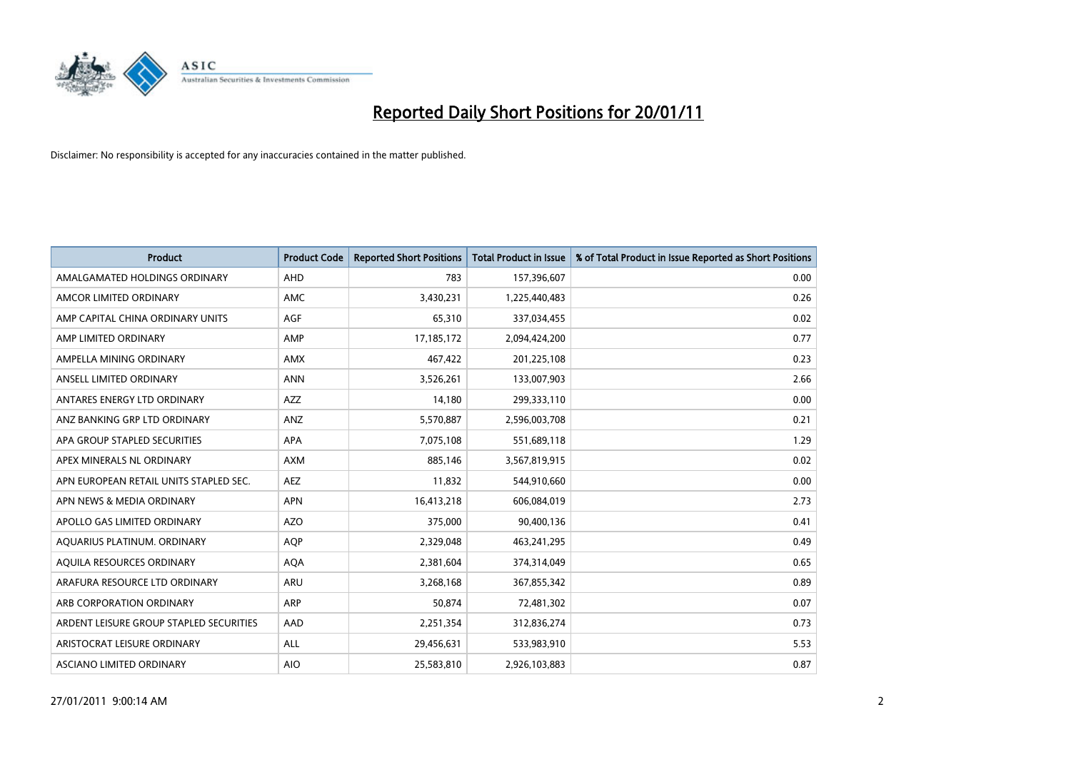# Reported Daily Short Positions for 20/01/11

Disclaimer: No responsibility is accepted for any inaccuracies contained in the matter published.

| Product | Product Code | Reported Short Positions | Total Product in Issue | % of Total Product in Issue Reported as Short Positions |
|---|---|---|---|---|
| AMALGAMATED HOLDINGS ORDINARY | AHD | 783 | 157,396,607 | 0.00 |
| AMCOR LIMITED ORDINARY | AMC | 3,430,231 | 1,225,440,483 | 0.26 |
| AMP CAPITAL CHINA ORDINARY UNITS | AGF | 65,310 | 337,034,455 | 0.02 |
| AMP LIMITED ORDINARY | AMP | 17,185,172 | 2,094,424,200 | 0.77 |
| AMPELLA MINING ORDINARY | AMX | 467,422 | 201,225,108 | 0.23 |
| ANSELL LIMITED ORDINARY | ANN | 3,526,261 | 133,007,903 | 2.66 |
| ANTARES ENERGY LTD ORDINARY | AZZ | 14,180 | 299,333,110 | 0.00 |
| ANZ BANKING GRP LTD ORDINARY | ANZ | 5,570,887 | 2,596,003,708 | 0.21 |
| APA GROUP STAPLED SECURITIES | APA | 7,075,108 | 551,689,118 | 1.29 |
| APEX MINERALS NL ORDINARY | AXM | 885,146 | 3,567,819,915 | 0.02 |
| APN EUROPEAN RETAIL UNITS STAPLED SEC. | AEZ | 11,832 | 544,910,660 | 0.00 |
| APN NEWS & MEDIA ORDINARY | APN | 16,413,218 | 606,084,019 | 2.73 |
| APOLLO GAS LIMITED ORDINARY | AZO | 375,000 | 90,400,136 | 0.41 |
| AQUARIUS PLATINUM. ORDINARY | AQP | 2,329,048 | 463,241,295 | 0.49 |
| AQUILA RESOURCES ORDINARY | AQA | 2,381,604 | 374,314,049 | 0.65 |
| ARAFURA RESOURCE LTD ORDINARY | ARU | 3,268,168 | 367,855,342 | 0.89 |
| ARB CORPORATION ORDINARY | ARP | 50,874 | 72,481,302 | 0.07 |
| ARDENT LEISURE GROUP STAPLED SECURITIES | AAD | 2,251,354 | 312,836,274 | 0.73 |
| ARISTOCRAT LEISURE ORDINARY | ALL | 29,456,631 | 533,983,910 | 5.53 |
| ASCIANO LIMITED ORDINARY | AIO | 25,583,810 | 2,926,103,883 | 0.87 |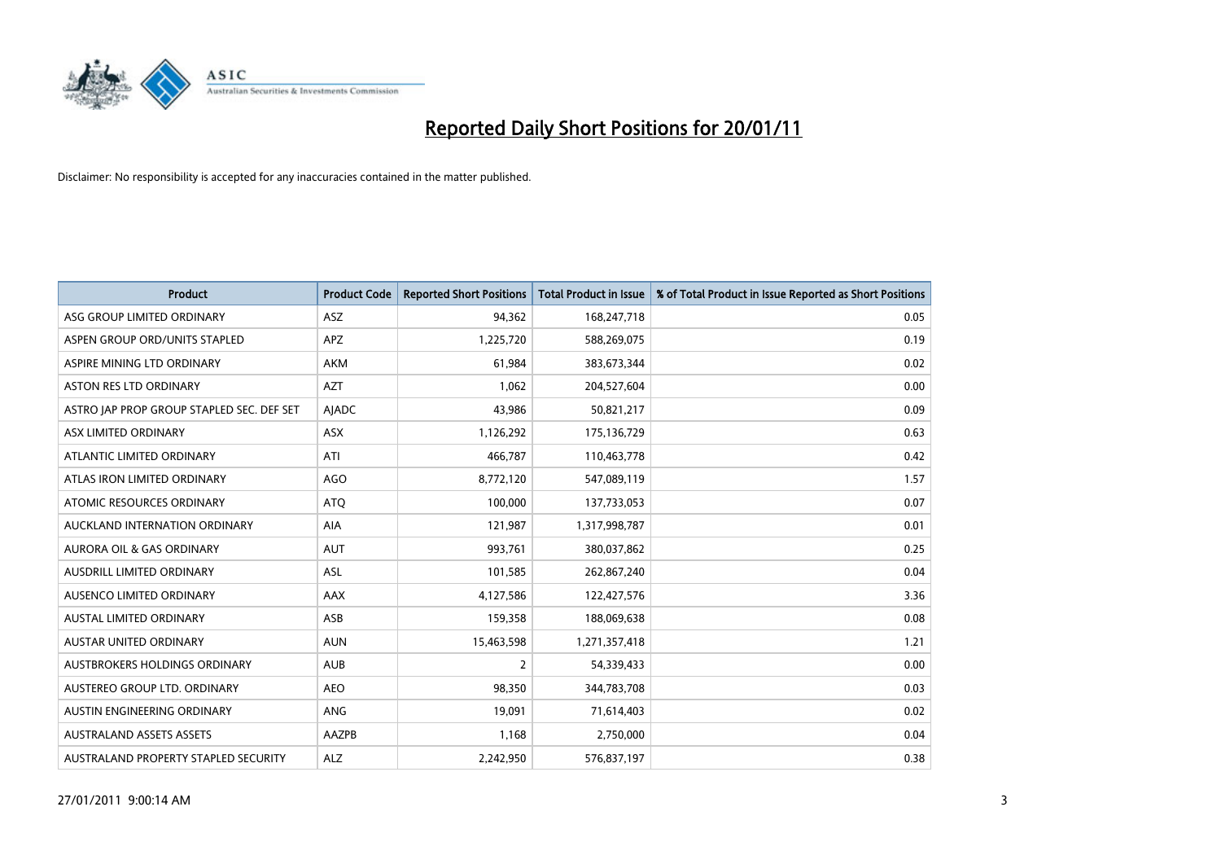# Reported Daily Short Positions for 20/01/11

Disclaimer: No responsibility is accepted for any inaccuracies contained in the matter published.

| Product | Product Code | Reported Short Positions | Total Product in Issue | % of Total Product in Issue Reported as Short Positions |
|---|---|---|---|---|
| ASG GROUP LIMITED ORDINARY | ASZ | 94,362 | 168,247,718 | 0.05 |
| ASPEN GROUP ORD/UNITS STAPLED | APZ | 1,225,720 | 588,269,075 | 0.19 |
| ASPIRE MINING LTD ORDINARY | AKM | 61,984 | 383,673,344 | 0.02 |
| ASTON RES LTD ORDINARY | AZT | 1,062 | 204,527,604 | 0.00 |
| ASTRO JAP PROP GROUP STAPLED SEC. DEF SET | AJADC | 43,986 | 50,821,217 | 0.09 |
| ASX LIMITED ORDINARY | ASX | 1,126,292 | 175,136,729 | 0.63 |
| ATLANTIC LIMITED ORDINARY | ATI | 466,787 | 110,463,778 | 0.42 |
| ATLAS IRON LIMITED ORDINARY | AGO | 8,772,120 | 547,089,119 | 1.57 |
| ATOMIC RESOURCES ORDINARY | ATQ | 100,000 | 137,733,053 | 0.07 |
| AUCKLAND INTERNATION ORDINARY | AIA | 121,987 | 1,317,998,787 | 0.01 |
| AURORA OIL & GAS ORDINARY | AUT | 993,761 | 380,037,862 | 0.25 |
| AUSDRILL LIMITED ORDINARY | ASL | 101,585 | 262,867,240 | 0.04 |
| AUSENCO LIMITED ORDINARY | AAX | 4,127,586 | 122,427,576 | 3.36 |
| AUSTAL LIMITED ORDINARY | ASB | 159,358 | 188,069,638 | 0.08 |
| AUSTAR UNITED ORDINARY | AUN | 15,463,598 | 1,271,357,418 | 1.21 |
| AUSTBROKERS HOLDINGS ORDINARY | AUB | 2 | 54,339,433 | 0.00 |
| AUSTEREO GROUP LTD. ORDINARY | AEO | 98,350 | 344,783,708 | 0.03 |
| AUSTIN ENGINEERING ORDINARY | ANG | 19,091 | 71,614,403 | 0.02 |
| AUSTRALAND ASSETS ASSETS | AAZPB | 1,168 | 2,750,000 | 0.04 |
| AUSTRALAND PROPERTY STAPLED SECURITY | ALZ | 2,242,950 | 576,837,197 | 0.38 |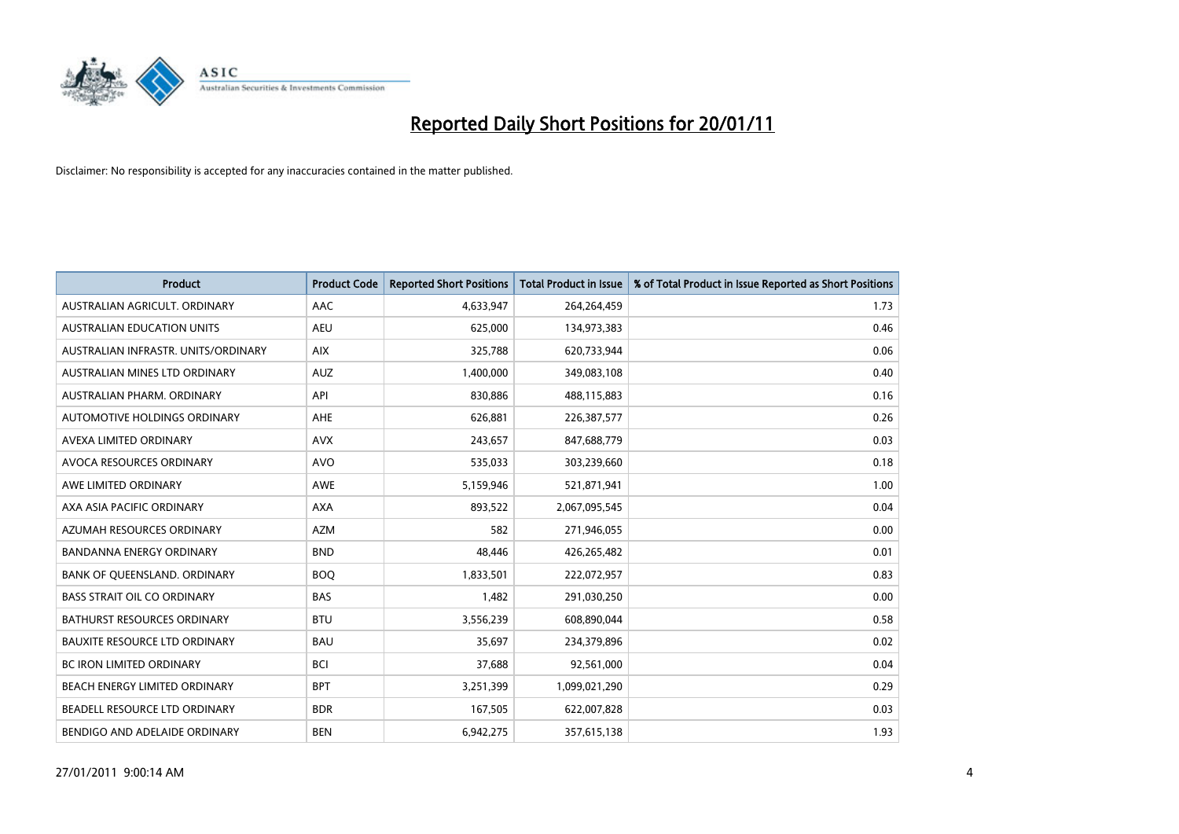# Reported Daily Short Positions for 20/01/11

Disclaimer: No responsibility is accepted for any inaccuracies contained in the matter published.

| Product | Product Code | Reported Short Positions | Total Product in Issue | % of Total Product in Issue Reported as Short Positions |
|---|---|---|---|---|
| AUSTRALIAN AGRICULT. ORDINARY | AAC | 4,633,947 | 264,264,459 | 1.73 |
| AUSTRALIAN EDUCATION UNITS | AEU | 625,000 | 134,973,383 | 0.46 |
| AUSTRALIAN INFRASTR. UNITS/ORDINARY | AIX | 325,788 | 620,733,944 | 0.06 |
| AUSTRALIAN MINES LTD ORDINARY | AUZ | 1,400,000 | 349,083,108 | 0.40 |
| AUSTRALIAN PHARM. ORDINARY | API | 830,886 | 488,115,883 | 0.16 |
| AUTOMOTIVE HOLDINGS ORDINARY | AHE | 626,881 | 226,387,577 | 0.26 |
| AVEXA LIMITED ORDINARY | AVX | 243,657 | 847,688,779 | 0.03 |
| AVOCA RESOURCES ORDINARY | AVO | 535,033 | 303,239,660 | 0.18 |
| AWE LIMITED ORDINARY | AWE | 5,159,946 | 521,871,941 | 1.00 |
| AXA ASIA PACIFIC ORDINARY | AXA | 893,522 | 2,067,095,545 | 0.04 |
| AZUMAH RESOURCES ORDINARY | AZM | 582 | 271,946,055 | 0.00 |
| BANDANNA ENERGY ORDINARY | BND | 48,446 | 426,265,482 | 0.01 |
| BANK OF QUEENSLAND. ORDINARY | BOQ | 1,833,501 | 222,072,957 | 0.83 |
| BASS STRAIT OIL CO ORDINARY | BAS | 1,482 | 291,030,250 | 0.00 |
| BATHURST RESOURCES ORDINARY | BTU | 3,556,239 | 608,890,044 | 0.58 |
| BAUXITE RESOURCE LTD ORDINARY | BAU | 35,697 | 234,379,896 | 0.02 |
| BC IRON LIMITED ORDINARY | BCI | 37,688 | 92,561,000 | 0.04 |
| BEACH ENERGY LIMITED ORDINARY | BPT | 3,251,399 | 1,099,021,290 | 0.29 |
| BEADELL RESOURCE LTD ORDINARY | BDR | 167,505 | 622,007,828 | 0.03 |
| BENDIGO AND ADELAIDE ORDINARY | BEN | 6,942,275 | 357,615,138 | 1.93 |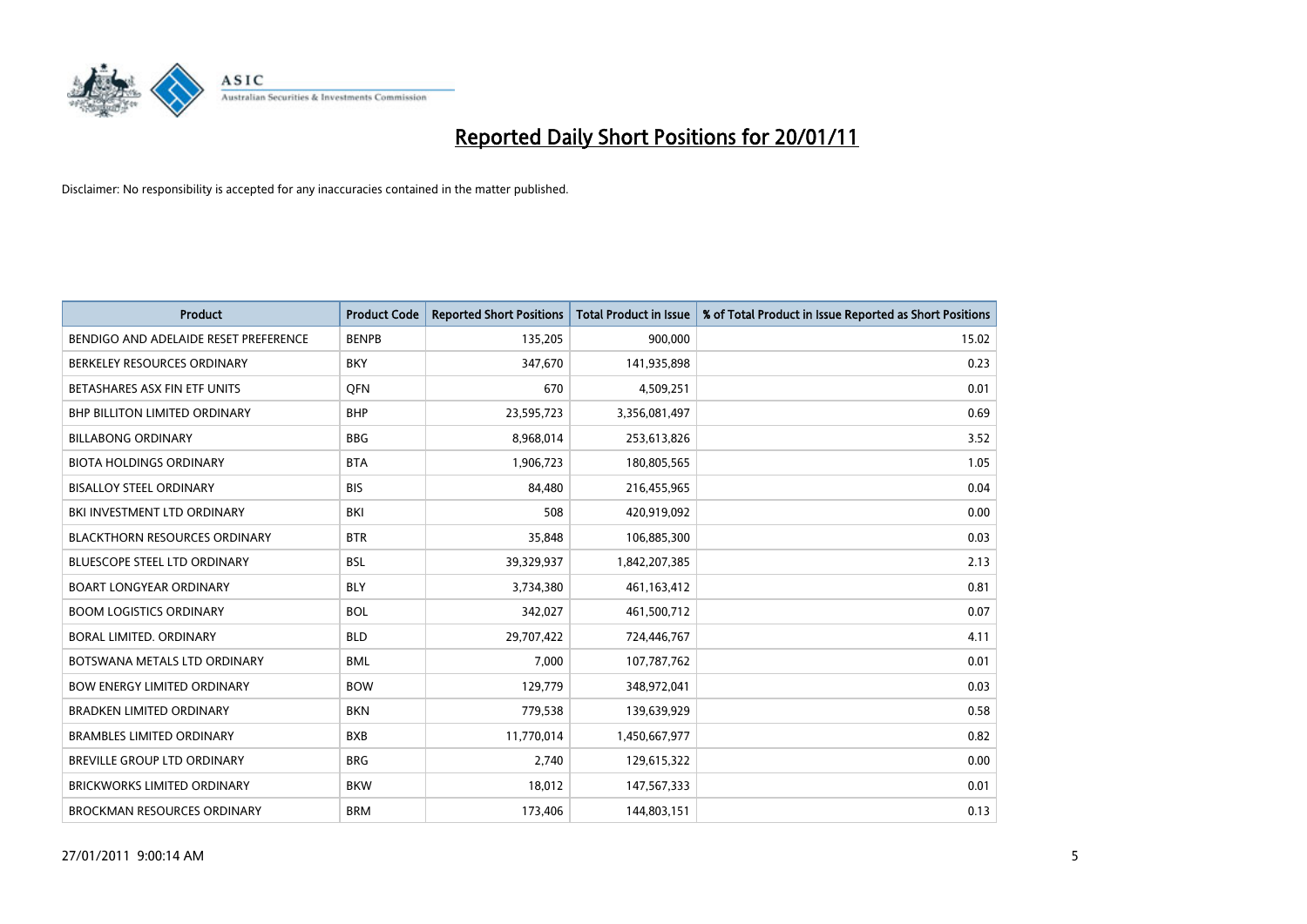# Reported Daily Short Positions for 20/01/11

Disclaimer: No responsibility is accepted for any inaccuracies contained in the matter published.

| Product | Product Code | Reported Short Positions | Total Product in Issue | % of Total Product in Issue Reported as Short Positions |
|---|---|---|---|---|
| BENDIGO AND ADELAIDE RESET PREFERENCE | BENPB | 135,205 | 900,000 | 15.02 |
| BERKELEY RESOURCES ORDINARY | BKY | 347,670 | 141,935,898 | 0.23 |
| BETASHARES ASX FIN ETF UNITS | QFN | 670 | 4,509,251 | 0.01 |
| BHP BILLITON LIMITED ORDINARY | BHP | 23,595,723 | 3,356,081,497 | 0.69 |
| BILLABONG ORDINARY | BBG | 8,968,014 | 253,613,826 | 3.52 |
| BIOTA HOLDINGS ORDINARY | BTA | 1,906,723 | 180,805,565 | 1.05 |
| BISALLOY STEEL ORDINARY | BIS | 84,480 | 216,455,965 | 0.04 |
| BKI INVESTMENT LTD ORDINARY | BKI | 508 | 420,919,092 | 0.00 |
| BLACKTHORN RESOURCES ORDINARY | BTR | 35,848 | 106,885,300 | 0.03 |
| BLUESCOPE STEEL LTD ORDINARY | BSL | 39,329,937 | 1,842,207,385 | 2.13 |
| BOART LONGYEAR ORDINARY | BLY | 3,734,380 | 461,163,412 | 0.81 |
| BOOM LOGISTICS ORDINARY | BOL | 342,027 | 461,500,712 | 0.07 |
| BORAL LIMITED. ORDINARY | BLD | 29,707,422 | 724,446,767 | 4.11 |
| BOTSWANA METALS LTD ORDINARY | BML | 7,000 | 107,787,762 | 0.01 |
| BOW ENERGY LIMITED ORDINARY | BOW | 129,779 | 348,972,041 | 0.03 |
| BRADKEN LIMITED ORDINARY | BKN | 779,538 | 139,639,929 | 0.58 |
| BRAMBLES LIMITED ORDINARY | BXB | 11,770,014 | 1,450,667,977 | 0.82 |
| BREVILLE GROUP LTD ORDINARY | BRG | 2,740 | 129,615,322 | 0.00 |
| BRICKWORKS LIMITED ORDINARY | BKW | 18,012 | 147,567,333 | 0.01 |
| BROCKMAN RESOURCES ORDINARY | BRM | 173,406 | 144,803,151 | 0.13 |

27/01/2011 9:00:14 AM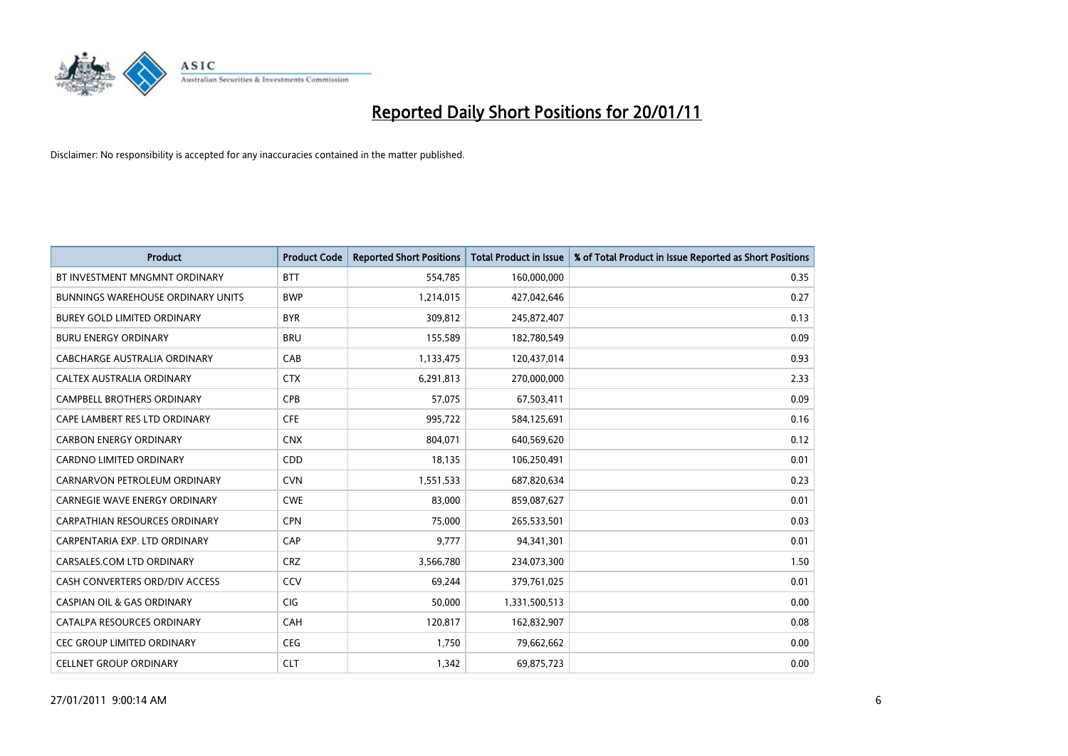# Reported Daily Short Positions for 20/01/11

Disclaimer: No responsibility is accepted for any inaccuracies contained in the matter published.

| Product | Product Code | Reported Short Positions | Total Product in Issue | % of Total Product in Issue Reported as Short Positions |
|---|---|---|---|---|
| BT INVESTMENT MNGMNT ORDINARY | BTT | 554,785 | 160,000,000 | 0.35 |
| BUNNINGS WAREHOUSE ORDINARY UNITS | BWP | 1,214,015 | 427,042,646 | 0.27 |
| BUREY GOLD LIMITED ORDINARY | BYR | 309,812 | 245,872,407 | 0.13 |
| BURU ENERGY ORDINARY | BRU | 155,589 | 182,780,549 | 0.09 |
| CABCHARGE AUSTRALIA ORDINARY | CAB | 1,133,475 | 120,437,014 | 0.93 |
| CALTEX AUSTRALIA ORDINARY | CTX | 6,291,813 | 270,000,000 | 2.33 |
| CAMPBELL BROTHERS ORDINARY | CPB | 57,075 | 67,503,411 | 0.09 |
| CAPE LAMBERT RES LTD ORDINARY | CFE | 995,722 | 584,125,691 | 0.16 |
| CARBON ENERGY ORDINARY | CNX | 804,071 | 640,569,620 | 0.12 |
| CARDNO LIMITED ORDINARY | CDD | 18,135 | 106,250,491 | 0.01 |
| CARNARVON PETROLEUM ORDINARY | CVN | 1,551,533 | 687,820,634 | 0.23 |
| CARNEGIE WAVE ENERGY ORDINARY | CWE | 83,000 | 859,087,627 | 0.01 |
| CARPATHIAN RESOURCES ORDINARY | CPN | 75,000 | 265,533,501 | 0.03 |
| CARPENTARIA EXP. LTD ORDINARY | CAP | 9,777 | 94,341,301 | 0.01 |
| CARSALES.COM LTD ORDINARY | CRZ | 3,566,780 | 234,073,300 | 1.50 |
| CASH CONVERTERS ORD/DIV ACCESS | CCV | 69,244 | 379,761,025 | 0.01 |
| CASPIAN OIL & GAS ORDINARY | CIG | 50,000 | 1,331,500,513 | 0.00 |
| CATALPA RESOURCES ORDINARY | CAH | 120,817 | 162,832,907 | 0.08 |
| CEC GROUP LIMITED ORDINARY | CEG | 1,750 | 79,662,662 | 0.00 |
| CELLNET GROUP ORDINARY | CLT | 1,342 | 69,875,723 | 0.00 |

27/01/2011 9:00:14 AM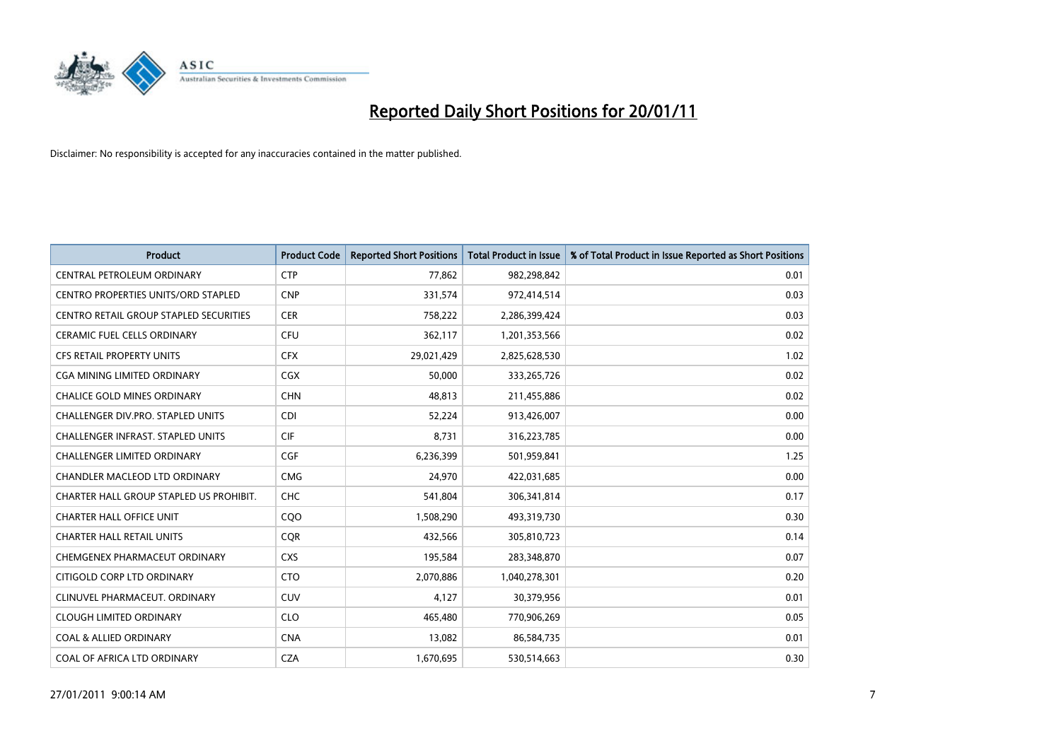# Reported Daily Short Positions for 20/01/11

Disclaimer: No responsibility is accepted for any inaccuracies contained in the matter published.

| Product | Product Code | Reported Short Positions | Total Product in Issue | % of Total Product in Issue Reported as Short Positions |
|---|---|---|---|---|
| CENTRAL PETROLEUM ORDINARY | CTP | 77,862 | 982,298,842 | 0.01 |
| CENTRO PROPERTIES UNITS/ORD STAPLED | CNP | 331,574 | 972,414,514 | 0.03 |
| CENTRO RETAIL GROUP STAPLED SECURITIES | CER | 758,222 | 2,286,399,424 | 0.03 |
| CERAMIC FUEL CELLS ORDINARY | CFU | 362,117 | 1,201,353,566 | 0.02 |
| CFS RETAIL PROPERTY UNITS | CFX | 29,021,429 | 2,825,628,530 | 1.02 |
| CGA MINING LIMITED ORDINARY | CGX | 50,000 | 333,265,726 | 0.02 |
| CHALICE GOLD MINES ORDINARY | CHN | 48,813 | 211,455,886 | 0.02 |
| CHALLENGER DIV.PRO. STAPLED UNITS | CDI | 52,224 | 913,426,007 | 0.00 |
| CHALLENGER INFRAST. STAPLED UNITS | CIF | 8,731 | 316,223,785 | 0.00 |
| CHALLENGER LIMITED ORDINARY | CGF | 6,236,399 | 501,959,841 | 1.25 |
| CHANDLER MACLEOD LTD ORDINARY | CMG | 24,970 | 422,031,685 | 0.00 |
| CHARTER HALL GROUP STAPLED US PROHIBIT. | CHC | 541,804 | 306,341,814 | 0.17 |
| CHARTER HALL OFFICE UNIT | CQO | 1,508,290 | 493,319,730 | 0.30 |
| CHARTER HALL RETAIL UNITS | CQR | 432,566 | 305,810,723 | 0.14 |
| CHEMGENEX PHARMACEUT ORDINARY | CXS | 195,584 | 283,348,870 | 0.07 |
| CITIGOLD CORP LTD ORDINARY | CTO | 2,070,886 | 1,040,278,301 | 0.20 |
| CLINUVEL PHARMACEUT. ORDINARY | CUV | 4,127 | 30,379,956 | 0.01 |
| CLOUGH LIMITED ORDINARY | CLO | 465,480 | 770,906,269 | 0.05 |
| COAL & ALLIED ORDINARY | CNA | 13,082 | 86,584,735 | 0.01 |
| COAL OF AFRICA LTD ORDINARY | CZA | 1,670,695 | 530,514,663 | 0.30 |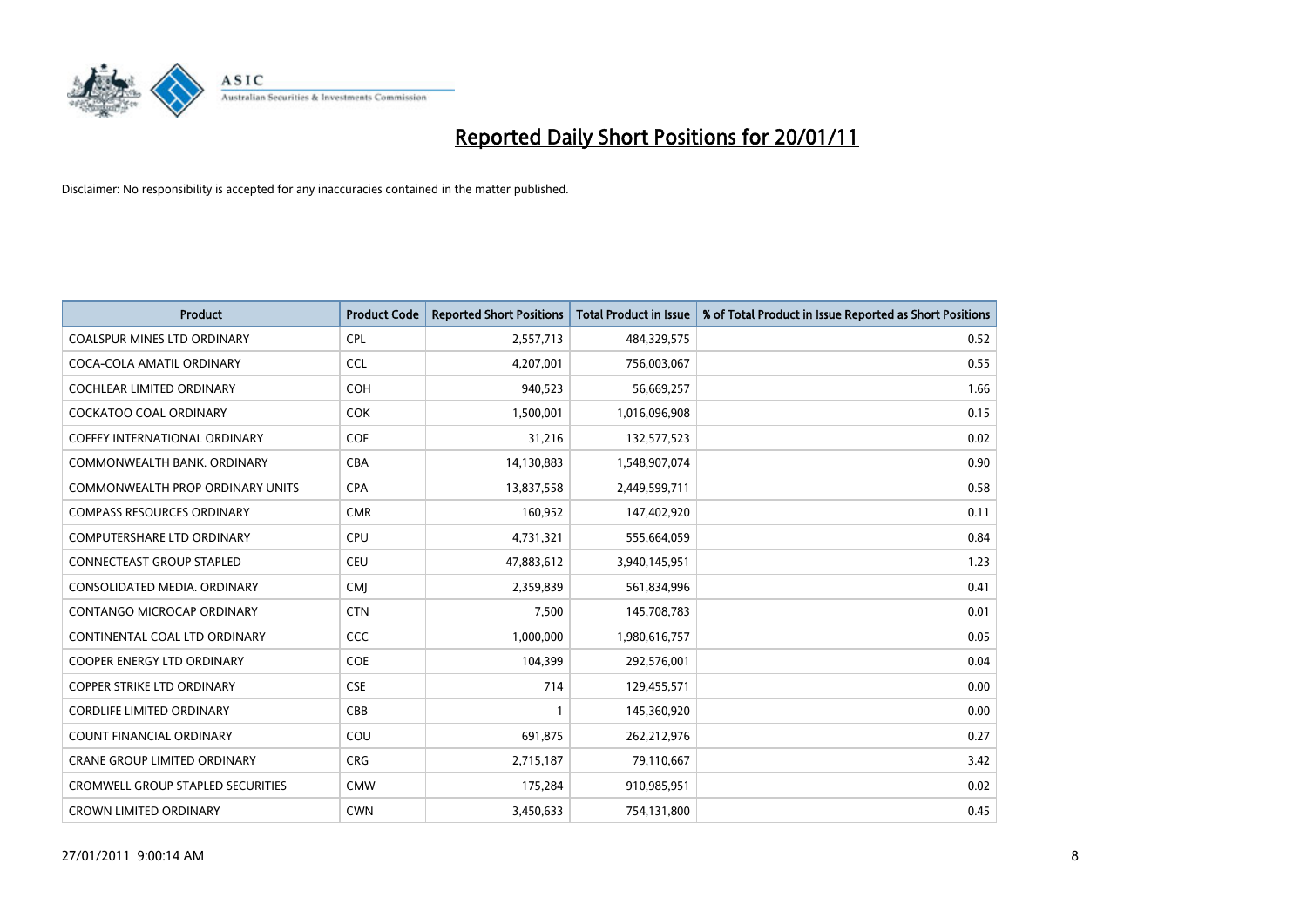# Reported Daily Short Positions for 20/01/11

Disclaimer: No responsibility is accepted for any inaccuracies contained in the matter published.

| Product | Product Code | Reported Short Positions | Total Product in Issue | % of Total Product in Issue Reported as Short Positions |
|---|---|---|---|---|
| COALSPUR MINES LTD ORDINARY | CPL | 2,557,713 | 484,329,575 | 0.52 |
| COCA-COLA AMATIL ORDINARY | CCL | 4,207,001 | 756,003,067 | 0.55 |
| COCHLEAR LIMITED ORDINARY | COH | 940,523 | 56,669,257 | 1.66 |
| COCKATOO COAL ORDINARY | COK | 1,500,001 | 1,016,096,908 | 0.15 |
| COFFEY INTERNATIONAL ORDINARY | COF | 31,216 | 132,577,523 | 0.02 |
| COMMONWEALTH BANK. ORDINARY | CBA | 14,130,883 | 1,548,907,074 | 0.90 |
| COMMONWEALTH PROP ORDINARY UNITS | CPA | 13,837,558 | 2,449,599,711 | 0.58 |
| COMPASS RESOURCES ORDINARY | CMR | 160,952 | 147,402,920 | 0.11 |
| COMPUTERSHARE LTD ORDINARY | CPU | 4,731,321 | 555,664,059 | 0.84 |
| CONNECTEAST GROUP STAPLED | CEU | 47,883,612 | 3,940,145,951 | 1.23 |
| CONSOLIDATED MEDIA. ORDINARY | CMJ | 2,359,839 | 561,834,996 | 0.41 |
| CONTANGO MICROCAP ORDINARY | CTN | 7,500 | 145,708,783 | 0.01 |
| CONTINENTAL COAL LTD ORDINARY | CCC | 1,000,000 | 1,980,616,757 | 0.05 |
| COOPER ENERGY LTD ORDINARY | COE | 104,399 | 292,576,001 | 0.04 |
| COPPER STRIKE LTD ORDINARY | CSE | 714 | 129,455,571 | 0.00 |
| CORDLIFE LIMITED ORDINARY | CBB | 1 | 145,360,920 | 0.00 |
| COUNT FINANCIAL ORDINARY | COU | 691,875 | 262,212,976 | 0.27 |
| CRANE GROUP LIMITED ORDINARY | CRG | 2,715,187 | 79,110,667 | 3.42 |
| CROMWELL GROUP STAPLED SECURITIES | CMW | 175,284 | 910,985,951 | 0.02 |
| CROWN LIMITED ORDINARY | CWN | 3,450,633 | 754,131,800 | 0.45 |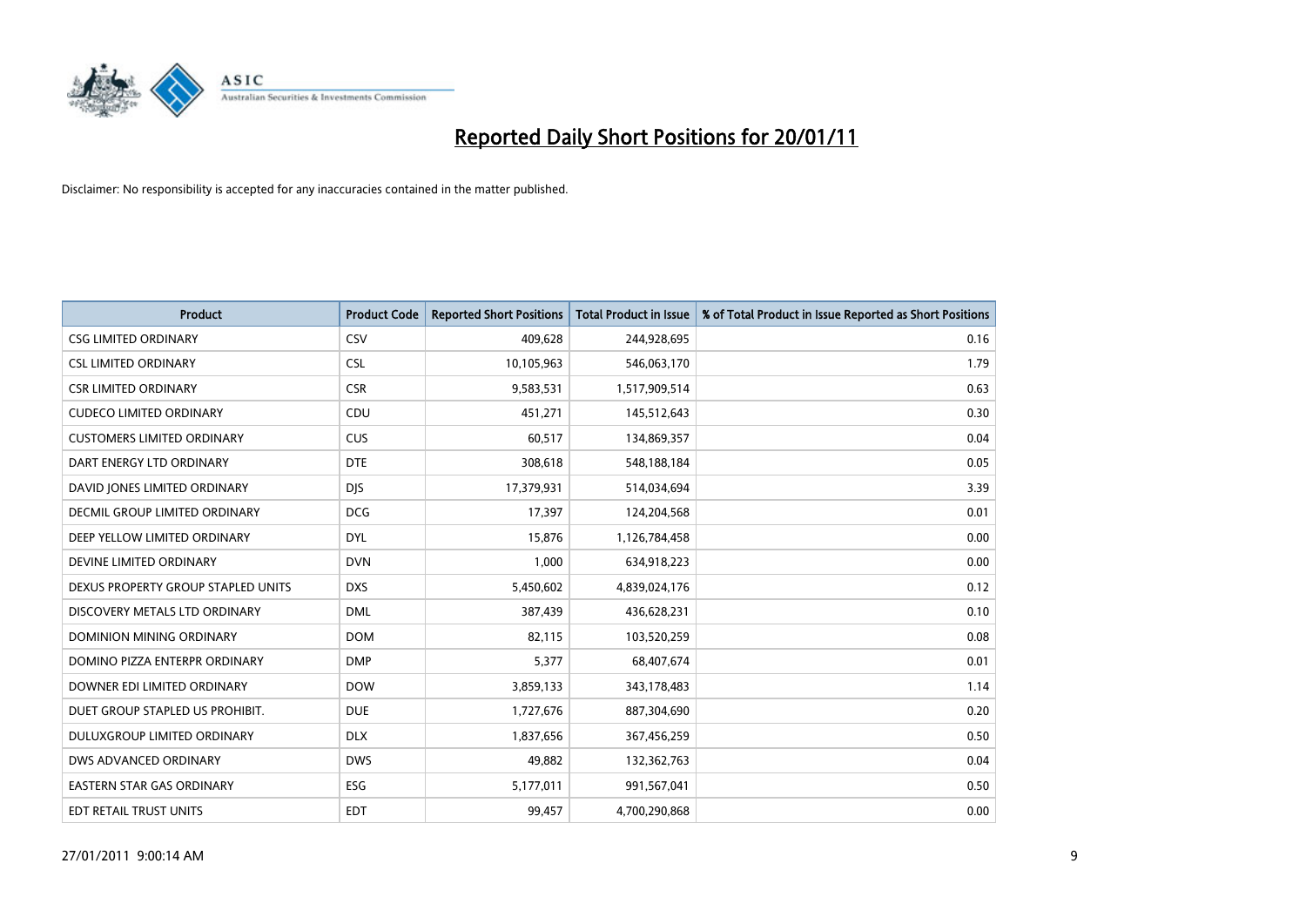# Reported Daily Short Positions for 20/01/11

Disclaimer: No responsibility is accepted for any inaccuracies contained in the matter published.

| Product | Product Code | Reported Short Positions | Total Product in Issue | % of Total Product in Issue Reported as Short Positions |
|---|---|---|---|---|
| CSG LIMITED ORDINARY | CSV | 409,628 | 244,928,695 | 0.16 |
| CSL LIMITED ORDINARY | CSL | 10,105,963 | 546,063,170 | 1.79 |
| CSR LIMITED ORDINARY | CSR | 9,583,531 | 1,517,909,514 | 0.63 |
| CUDECO LIMITED ORDINARY | CDU | 451,271 | 145,512,643 | 0.30 |
| CUSTOMERS LIMITED ORDINARY | CUS | 60,517 | 134,869,357 | 0.04 |
| DART ENERGY LTD ORDINARY | DTE | 308,618 | 548,188,184 | 0.05 |
| DAVID JONES LIMITED ORDINARY | DJS | 17,379,931 | 514,034,694 | 3.39 |
| DECMIL GROUP LIMITED ORDINARY | DCG | 17,397 | 124,204,568 | 0.01 |
| DEEP YELLOW LIMITED ORDINARY | DYL | 15,876 | 1,126,784,458 | 0.00 |
| DEVINE LIMITED ORDINARY | DVN | 1,000 | 634,918,223 | 0.00 |
| DEXUS PROPERTY GROUP STAPLED UNITS | DXS | 5,450,602 | 4,839,024,176 | 0.12 |
| DISCOVERY METALS LTD ORDINARY | DML | 387,439 | 436,628,231 | 0.10 |
| DOMINION MINING ORDINARY | DOM | 82,115 | 103,520,259 | 0.08 |
| DOMINO PIZZA ENTERPR ORDINARY | DMP | 5,377 | 68,407,674 | 0.01 |
| DOWNER EDI LIMITED ORDINARY | DOW | 3,859,133 | 343,178,483 | 1.14 |
| DUET GROUP STAPLED US PROHIBIT. | DUE | 1,727,676 | 887,304,690 | 0.20 |
| DULUXGROUP LIMITED ORDINARY | DLX | 1,837,656 | 367,456,259 | 0.50 |
| DWS ADVANCED ORDINARY | DWS | 49,882 | 132,362,763 | 0.04 |
| EASTERN STAR GAS ORDINARY | ESG | 5,177,011 | 991,567,041 | 0.50 |
| EDT RETAIL TRUST UNITS | EDT | 99,457 | 4,700,290,868 | 0.00 |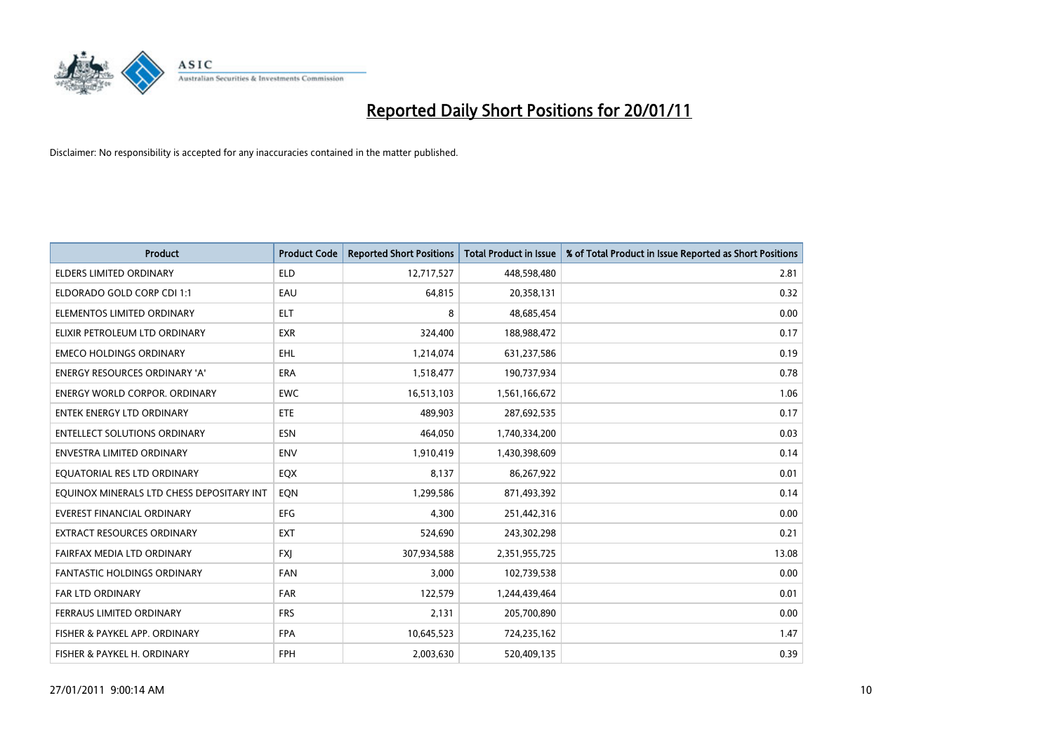# Reported Daily Short Positions for 20/01/11

Disclaimer: No responsibility is accepted for any inaccuracies contained in the matter published.

| Product | Product Code | Reported Short Positions | Total Product in Issue | % of Total Product in Issue Reported as Short Positions |
|---|---|---|---|---|
| ELDERS LIMITED ORDINARY | ELD | 12,717,527 | 448,598,480 | 2.81 |
| ELDORADO GOLD CORP CDI 1:1 | EAU | 64,815 | 20,358,131 | 0.32 |
| ELEMENTOS LIMITED ORDINARY | ELT | 8 | 48,685,454 | 0.00 |
| ELIXIR PETROLEUM LTD ORDINARY | EXR | 324,400 | 188,988,472 | 0.17 |
| EMECO HOLDINGS ORDINARY | EHL | 1,214,074 | 631,237,586 | 0.19 |
| ENERGY RESOURCES ORDINARY 'A' | ERA | 1,518,477 | 190,737,934 | 0.78 |
| ENERGY WORLD CORPOR. ORDINARY | EWC | 16,513,103 | 1,561,166,672 | 1.06 |
| ENTEK ENERGY LTD ORDINARY | ETE | 489,903 | 287,692,535 | 0.17 |
| ENTELLECT SOLUTIONS ORDINARY | ESN | 464,050 | 1,740,334,200 | 0.03 |
| ENVESTRA LIMITED ORDINARY | ENV | 1,910,419 | 1,430,398,609 | 0.14 |
| EQUATORIAL RES LTD ORDINARY | EQX | 8,137 | 86,267,922 | 0.01 |
| EQUINOX MINERALS LTD CHESS DEPOSITARY INT | EQN | 1,299,586 | 871,493,392 | 0.14 |
| EVEREST FINANCIAL ORDINARY | EFG | 4,300 | 251,442,316 | 0.00 |
| EXTRACT RESOURCES ORDINARY | EXT | 524,690 | 243,302,298 | 0.21 |
| FAIRFAX MEDIA LTD ORDINARY | FXJ | 307,934,588 | 2,351,955,725 | 13.08 |
| FANTASTIC HOLDINGS ORDINARY | FAN | 3,000 | 102,739,538 | 0.00 |
| FAR LTD ORDINARY | FAR | 122,579 | 1,244,439,464 | 0.01 |
| FERRAUS LIMITED ORDINARY | FRS | 2,131 | 205,700,890 | 0.00 |
| FISHER & PAYKEL APP. ORDINARY | FPA | 10,645,523 | 724,235,162 | 1.47 |
| FISHER & PAYKEL H. ORDINARY | FPH | 2,003,630 | 520,409,135 | 0.39 |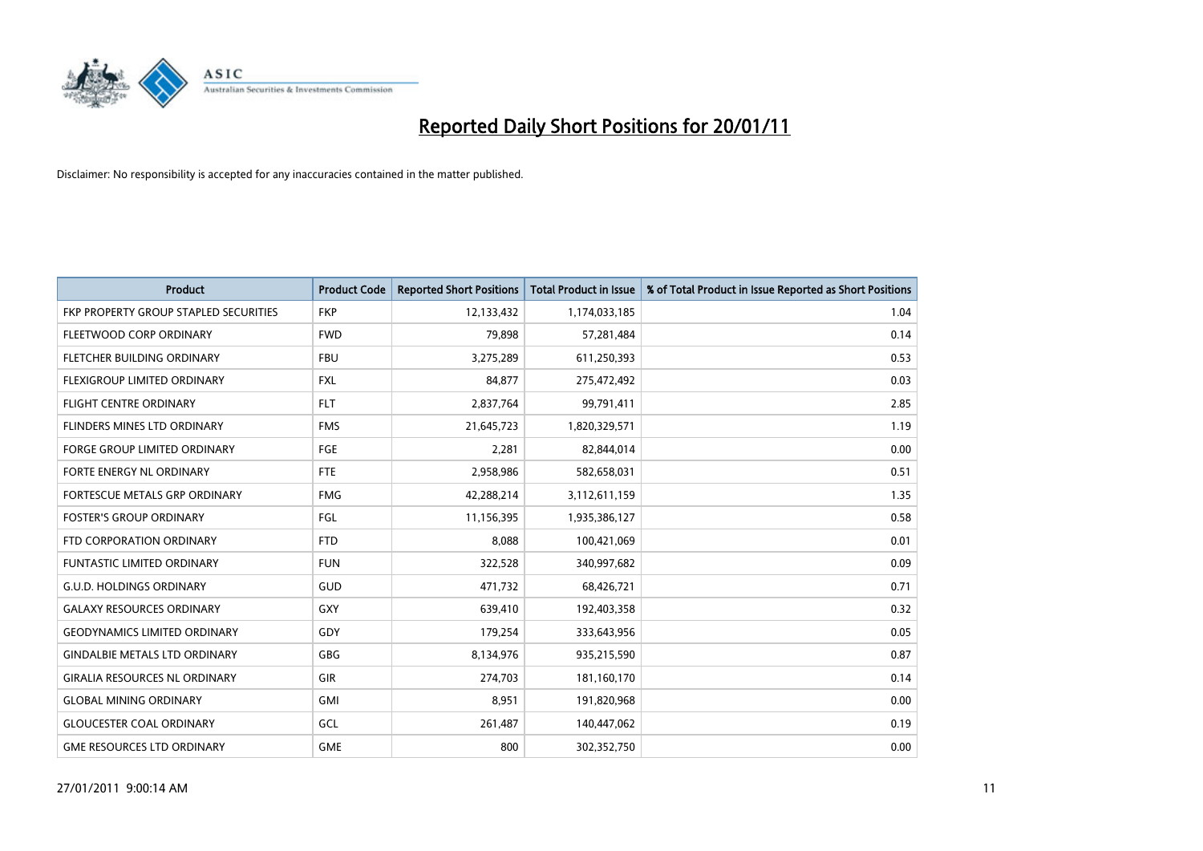# Reported Daily Short Positions for 20/01/11

Disclaimer: No responsibility is accepted for any inaccuracies contained in the matter published.

| Product | Product Code | Reported Short Positions | Total Product in Issue | % of Total Product in Issue Reported as Short Positions |
|---|---|---|---|---|
| FKP PROPERTY GROUP STAPLED SECURITIES | FKP | 12,133,432 | 1,174,033,185 | 1.04 |
| FLEETWOOD CORP ORDINARY | FWD | 79,898 | 57,281,484 | 0.14 |
| FLETCHER BUILDING ORDINARY | FBU | 3,275,289 | 611,250,393 | 0.53 |
| FLEXIGROUP LIMITED ORDINARY | FXL | 84,877 | 275,472,492 | 0.03 |
| FLIGHT CENTRE ORDINARY | FLT | 2,837,764 | 99,791,411 | 2.85 |
| FLINDERS MINES LTD ORDINARY | FMS | 21,645,723 | 1,820,329,571 | 1.19 |
| FORGE GROUP LIMITED ORDINARY | FGE | 2,281 | 82,844,014 | 0.00 |
| FORTE ENERGY NL ORDINARY | FTE | 2,958,986 | 582,658,031 | 0.51 |
| FORTESCUE METALS GRP ORDINARY | FMG | 42,288,214 | 3,112,611,159 | 1.35 |
| FOSTER'S GROUP ORDINARY | FGL | 11,156,395 | 1,935,386,127 | 0.58 |
| FTD CORPORATION ORDINARY | FTD | 8,088 | 100,421,069 | 0.01 |
| FUNTASTIC LIMITED ORDINARY | FUN | 322,528 | 340,997,682 | 0.09 |
| G.U.D. HOLDINGS ORDINARY | GUD | 471,732 | 68,426,721 | 0.71 |
| GALAXY RESOURCES ORDINARY | GXY | 639,410 | 192,403,358 | 0.32 |
| GEODYNAMICS LIMITED ORDINARY | GDY | 179,254 | 333,643,956 | 0.05 |
| GINDALBIE METALS LTD ORDINARY | GBG | 8,134,976 | 935,215,590 | 0.87 |
| GIRALIA RESOURCES NL ORDINARY | GIR | 274,703 | 181,160,170 | 0.14 |
| GLOBAL MINING ORDINARY | GMI | 8,951 | 191,820,968 | 0.00 |
| GLOUCESTER COAL ORDINARY | GCL | 261,487 | 140,447,062 | 0.19 |
| GME RESOURCES LTD ORDINARY | GME | 800 | 302,352,750 | 0.00 |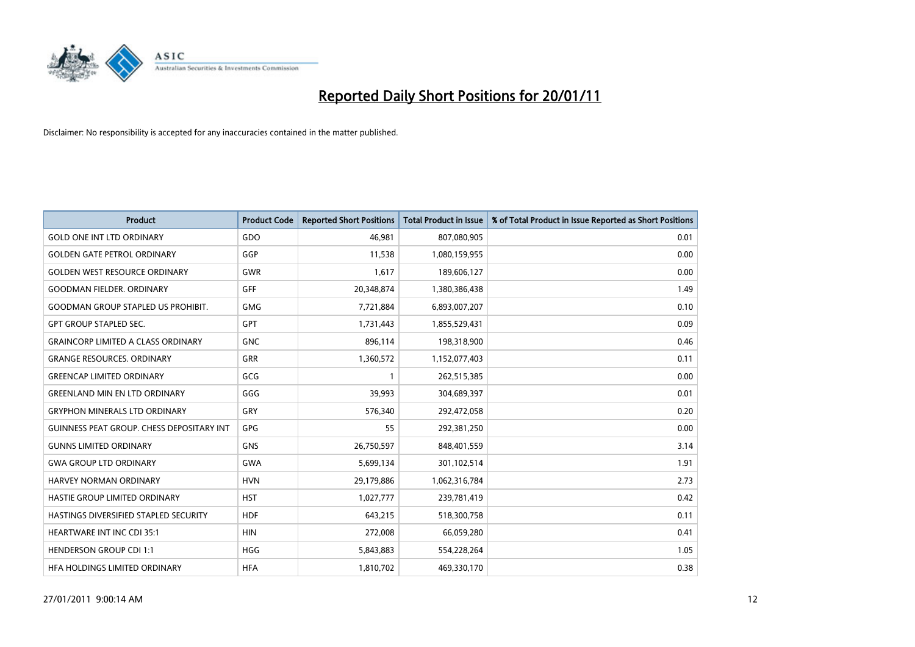# Reported Daily Short Positions for 20/01/11

Disclaimer: No responsibility is accepted for any inaccuracies contained in the matter published.

| Product | Product Code | Reported Short Positions | Total Product in Issue | % of Total Product in Issue Reported as Short Positions |
|---|---|---|---|---|
| GOLD ONE INT LTD ORDINARY | GDO | 46,981 | 807,080,905 | 0.01 |
| GOLDEN GATE PETROL ORDINARY | GGP | 11,538 | 1,080,159,955 | 0.00 |
| GOLDEN WEST RESOURCE ORDINARY | GWR | 1,617 | 189,606,127 | 0.00 |
| GOODMAN FIELDER. ORDINARY | GFF | 20,348,874 | 1,380,386,438 | 1.49 |
| GOODMAN GROUP STAPLED US PROHIBIT. | GMG | 7,721,884 | 6,893,007,207 | 0.10 |
| GPT GROUP STAPLED SEC. | GPT | 1,731,443 | 1,855,529,431 | 0.09 |
| GRAINCORP LIMITED A CLASS ORDINARY | GNC | 896,114 | 198,318,900 | 0.46 |
| GRANGE RESOURCES. ORDINARY | GRR | 1,360,572 | 1,152,077,403 | 0.11 |
| GREENCAP LIMITED ORDINARY | GCG | 1 | 262,515,385 | 0.00 |
| GREENLAND MIN EN LTD ORDINARY | GGG | 39,993 | 304,689,397 | 0.01 |
| GRYPHON MINERALS LTD ORDINARY | GRY | 576,340 | 292,472,058 | 0.20 |
| GUINNESS PEAT GROUP. CHESS DEPOSITARY INT | GPG | 55 | 292,381,250 | 0.00 |
| GUNNS LIMITED ORDINARY | GNS | 26,750,597 | 848,401,559 | 3.14 |
| GWA GROUP LTD ORDINARY | GWA | 5,699,134 | 301,102,514 | 1.91 |
| HARVEY NORMAN ORDINARY | HVN | 29,179,886 | 1,062,316,784 | 2.73 |
| HASTIE GROUP LIMITED ORDINARY | HST | 1,027,777 | 239,781,419 | 0.42 |
| HASTINGS DIVERSIFIED STAPLED SECURITY | HDF | 643,215 | 518,300,758 | 0.11 |
| HEARTWARE INT INC CDI 35:1 | HIN | 272,008 | 66,059,280 | 0.41 |
| HENDERSON GROUP CDI 1:1 | HGG | 5,843,883 | 554,228,264 | 1.05 |
| HFA HOLDINGS LIMITED ORDINARY | HFA | 1,810,702 | 469,330,170 | 0.38 |

27/01/2011 9:00:14 AM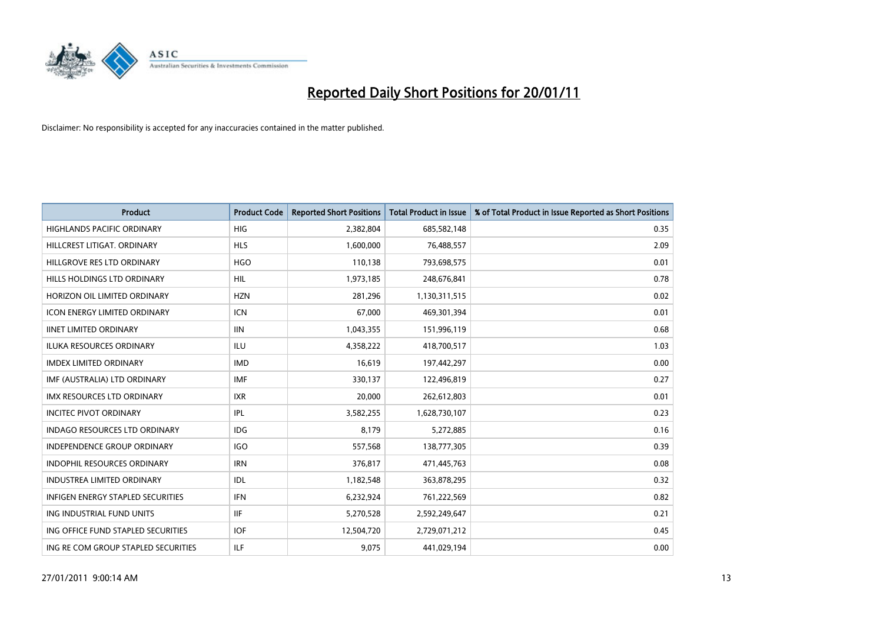# Reported Daily Short Positions for 20/01/11

Disclaimer: No responsibility is accepted for any inaccuracies contained in the matter published.

| Product | Product Code | Reported Short Positions | Total Product in Issue | % of Total Product in Issue Reported as Short Positions |
|---|---|---|---|---|
| HIGHLANDS PACIFIC ORDINARY | HIG | 2,382,804 | 685,582,148 | 0.35 |
| HILLCREST LITIGAT. ORDINARY | HLS | 1,600,000 | 76,488,557 | 2.09 |
| HILLGROVE RES LTD ORDINARY | HGO | 110,138 | 793,698,575 | 0.01 |
| HILLS HOLDINGS LTD ORDINARY | HIL | 1,973,185 | 248,676,841 | 0.78 |
| HORIZON OIL LIMITED ORDINARY | HZN | 281,296 | 1,130,311,515 | 0.02 |
| ICON ENERGY LIMITED ORDINARY | ICN | 67,000 | 469,301,394 | 0.01 |
| IINET LIMITED ORDINARY | IIN | 1,043,355 | 151,996,119 | 0.68 |
| ILUKA RESOURCES ORDINARY | ILU | 4,358,222 | 418,700,517 | 1.03 |
| IMDEX LIMITED ORDINARY | IMD | 16,619 | 197,442,297 | 0.00 |
| IMF (AUSTRALIA) LTD ORDINARY | IMF | 330,137 | 122,496,819 | 0.27 |
| IMX RESOURCES LTD ORDINARY | IXR | 20,000 | 262,612,803 | 0.01 |
| INCITEC PIVOT ORDINARY | IPL | 3,582,255 | 1,628,730,107 | 0.23 |
| INDAGO RESOURCES LTD ORDINARY | IDG | 8,179 | 5,272,885 | 0.16 |
| INDEPENDENCE GROUP ORDINARY | IGO | 557,568 | 138,777,305 | 0.39 |
| INDOPHIL RESOURCES ORDINARY | IRN | 376,817 | 471,445,763 | 0.08 |
| INDUSTREA LIMITED ORDINARY | IDL | 1,182,548 | 363,878,295 | 0.32 |
| INFIGEN ENERGY STAPLED SECURITIES | IFN | 6,232,924 | 761,222,569 | 0.82 |
| ING INDUSTRIAL FUND UNITS | IIF | 5,270,528 | 2,592,249,647 | 0.21 |
| ING OFFICE FUND STAPLED SECURITIES | IOF | 12,504,720 | 2,729,071,212 | 0.45 |
| ING RE COM GROUP STAPLED SECURITIES | ILF | 9,075 | 441,029,194 | 0.00 |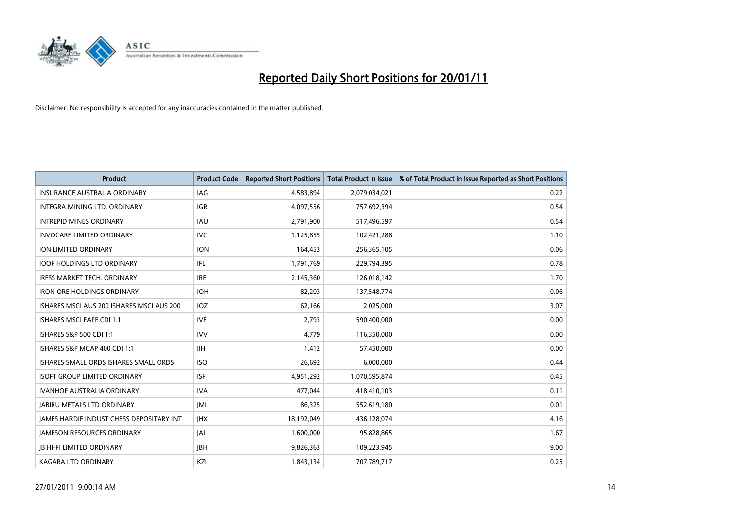# Reported Daily Short Positions for 20/01/11

Disclaimer: No responsibility is accepted for any inaccuracies contained in the matter published.

| Product | Product Code | Reported Short Positions | Total Product in Issue | % of Total Product in Issue Reported as Short Positions |
|---|---|---|---|---|
| INSURANCE AUSTRALIA ORDINARY | IAG | 4,583,894 | 2,079,034,021 | 0.22 |
| INTEGRA MINING LTD. ORDINARY | IGR | 4,097,556 | 757,692,394 | 0.54 |
| INTREPID MINES ORDINARY | IAU | 2,791,900 | 517,496,597 | 0.54 |
| INVOCARE LIMITED ORDINARY | IVC | 1,125,855 | 102,421,288 | 1.10 |
| ION LIMITED ORDINARY | ION | 164,453 | 256,365,105 | 0.06 |
| IOOF HOLDINGS LTD ORDINARY | IFL | 1,791,769 | 229,794,395 | 0.78 |
| IRESS MARKET TECH. ORDINARY | IRE | 2,145,360 | 126,018,142 | 1.70 |
| IRON ORE HOLDINGS ORDINARY | IOH | 82,203 | 137,548,774 | 0.06 |
| ISHARES MSCI AUS 200 ISHARES MSCI AUS 200 | IOZ | 62,166 | 2,025,000 | 3.07 |
| ISHARES MSCI EAFE CDI 1:1 | IVE | 2,793 | 590,400,000 | 0.00 |
| ISHARES S&P 500 CDI 1:1 | IVV | 4,779 | 116,350,000 | 0.00 |
| ISHARES S&P MCAP 400 CDI 1:1 | IJH | 1,412 | 57,450,000 | 0.00 |
| ISHARES SMALL ORDS ISHARES SMALL ORDS | ISO | 26,692 | 6,000,000 | 0.44 |
| ISOFT GROUP LIMITED ORDINARY | ISF | 4,951,292 | 1,070,595,874 | 0.45 |
| IVANHOE AUSTRALIA ORDINARY | IVA | 477,044 | 418,410,103 | 0.11 |
| JABIRU METALS LTD ORDINARY | JML | 86,325 | 552,619,180 | 0.01 |
| JAMES HARDIE INDUST CHESS DEPOSITARY INT | JHX | 18,192,049 | 436,128,074 | 4.16 |
| JAMESON RESOURCES ORDINARY | JAL | 1,600,000 | 95,828,865 | 1.67 |
| JB HI-FI LIMITED ORDINARY | JBH | 9,826,363 | 109,223,945 | 9.00 |
| KAGARA LTD ORDINARY | KZL | 1,843,134 | 707,789,717 | 0.25 |

27/01/2011 9:00:14 AM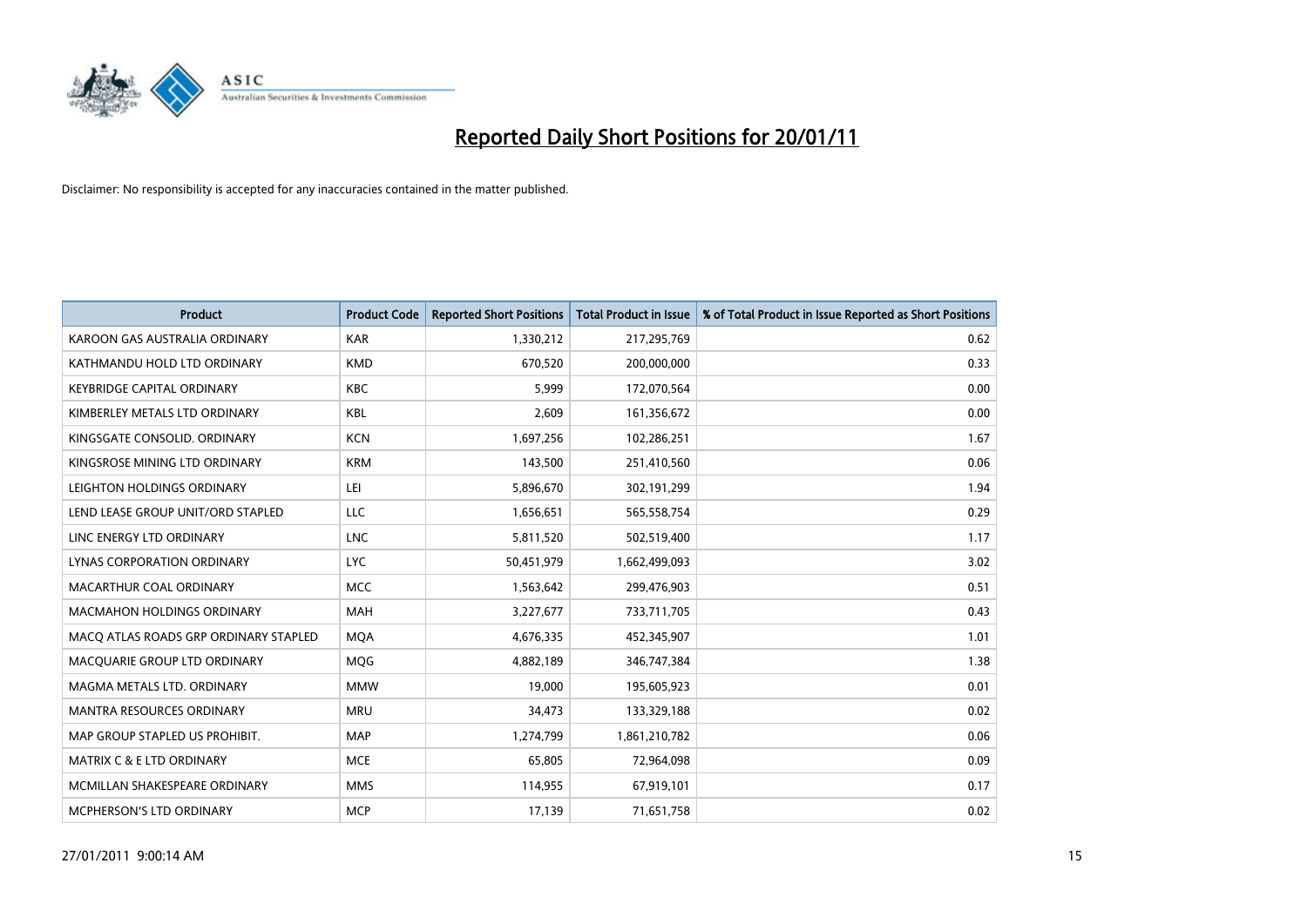# Reported Daily Short Positions for 20/01/11

Disclaimer: No responsibility is accepted for any inaccuracies contained in the matter published.

| Product | Product Code | Reported Short Positions | Total Product in Issue | % of Total Product in Issue Reported as Short Positions |
|---|---|---|---|---|
| KAROON GAS AUSTRALIA ORDINARY | KAR | 1,330,212 | 217,295,769 | 0.62 |
| KATHMANDU HOLD LTD ORDINARY | KMD | 670,520 | 200,000,000 | 0.33 |
| KEYBRIDGE CAPITAL ORDINARY | KBC | 5,999 | 172,070,564 | 0.00 |
| KIMBERLEY METALS LTD ORDINARY | KBL | 2,609 | 161,356,672 | 0.00 |
| KINGSGATE CONSOLID. ORDINARY | KCN | 1,697,256 | 102,286,251 | 1.67 |
| KINGSROSE MINING LTD ORDINARY | KRM | 143,500 | 251,410,560 | 0.06 |
| LEIGHTON HOLDINGS ORDINARY | LEI | 5,896,670 | 302,191,299 | 1.94 |
| LEND LEASE GROUP UNIT/ORD STAPLED | LLC | 1,656,651 | 565,558,754 | 0.29 |
| LINC ENERGY LTD ORDINARY | LNC | 5,811,520 | 502,519,400 | 1.17 |
| LYNAS CORPORATION ORDINARY | LYC | 50,451,979 | 1,662,499,093 | 3.02 |
| MACARTHUR COAL ORDINARY | MCC | 1,563,642 | 299,476,903 | 0.51 |
| MACMAHON HOLDINGS ORDINARY | MAH | 3,227,677 | 733,711,705 | 0.43 |
| MACQ ATLAS ROADS GRP ORDINARY STAPLED | MQA | 4,676,335 | 452,345,907 | 1.01 |
| MACQUARIE GROUP LTD ORDINARY | MQG | 4,882,189 | 346,747,384 | 1.38 |
| MAGMA METALS LTD. ORDINARY | MMW | 19,000 | 195,605,923 | 0.01 |
| MANTRA RESOURCES ORDINARY | MRU | 34,473 | 133,329,188 | 0.02 |
| MAP GROUP STAPLED US PROHIBIT. | MAP | 1,274,799 | 1,861,210,782 | 0.06 |
| MATRIX C & E LTD ORDINARY | MCE | 65,805 | 72,964,098 | 0.09 |
| MCMILLAN SHAKESPEARE ORDINARY | MMS | 114,955 | 67,919,101 | 0.17 |
| MCPHERSON'S LTD ORDINARY | MCP | 17,139 | 71,651,758 | 0.02 |

27/01/2011 9:00:14 AM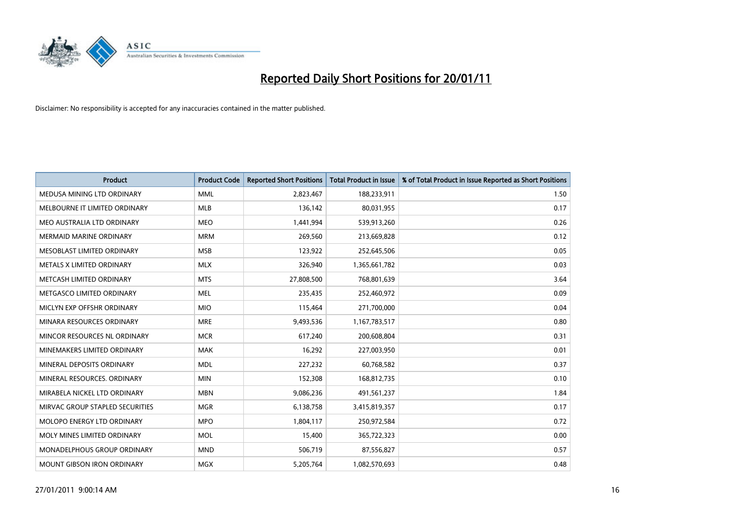# Reported Daily Short Positions for 20/01/11

Disclaimer: No responsibility is accepted for any inaccuracies contained in the matter published.

| Product | Product Code | Reported Short Positions | Total Product in Issue | % of Total Product in Issue Reported as Short Positions |
|---|---|---|---|---|
| MEDUSA MINING LTD ORDINARY | MML | 2,823,467 | 188,233,911 | 1.50 |
| MELBOURNE IT LIMITED ORDINARY | MLB | 136,142 | 80,031,955 | 0.17 |
| MEO AUSTRALIA LTD ORDINARY | MEO | 1,441,994 | 539,913,260 | 0.26 |
| MERMAID MARINE ORDINARY | MRM | 269,560 | 213,669,828 | 0.12 |
| MESOBLAST LIMITED ORDINARY | MSB | 123,922 | 252,645,506 | 0.05 |
| METALS X LIMITED ORDINARY | MLX | 326,940 | 1,365,661,782 | 0.03 |
| METCASH LIMITED ORDINARY | MTS | 27,808,500 | 768,801,639 | 3.64 |
| METGASCO LIMITED ORDINARY | MEL | 235,435 | 252,460,972 | 0.09 |
| MICLYN EXP OFFSHR ORDINARY | MIO | 115,464 | 271,700,000 | 0.04 |
| MINARA RESOURCES ORDINARY | MRE | 9,493,536 | 1,167,783,517 | 0.80 |
| MINCOR RESOURCES NL ORDINARY | MCR | 617,240 | 200,608,804 | 0.31 |
| MINEMAKERS LIMITED ORDINARY | MAK | 16,292 | 227,003,950 | 0.01 |
| MINERAL DEPOSITS ORDINARY | MDL | 227,232 | 60,768,582 | 0.37 |
| MINERAL RESOURCES. ORDINARY | MIN | 152,308 | 168,812,735 | 0.10 |
| MIRABELA NICKEL LTD ORDINARY | MBN | 9,086,236 | 491,561,237 | 1.84 |
| MIRVAC GROUP STAPLED SECURITIES | MGR | 6,138,758 | 3,415,819,357 | 0.17 |
| MOLOPO ENERGY LTD ORDINARY | MPO | 1,804,117 | 250,972,584 | 0.72 |
| MOLY MINES LIMITED ORDINARY | MOL | 15,400 | 365,722,323 | 0.00 |
| MONADELPHOUS GROUP ORDINARY | MND | 506,719 | 87,556,827 | 0.57 |
| MOUNT GIBSON IRON ORDINARY | MGX | 5,205,764 | 1,082,570,693 | 0.48 |

27/01/2011 9:00:14 AM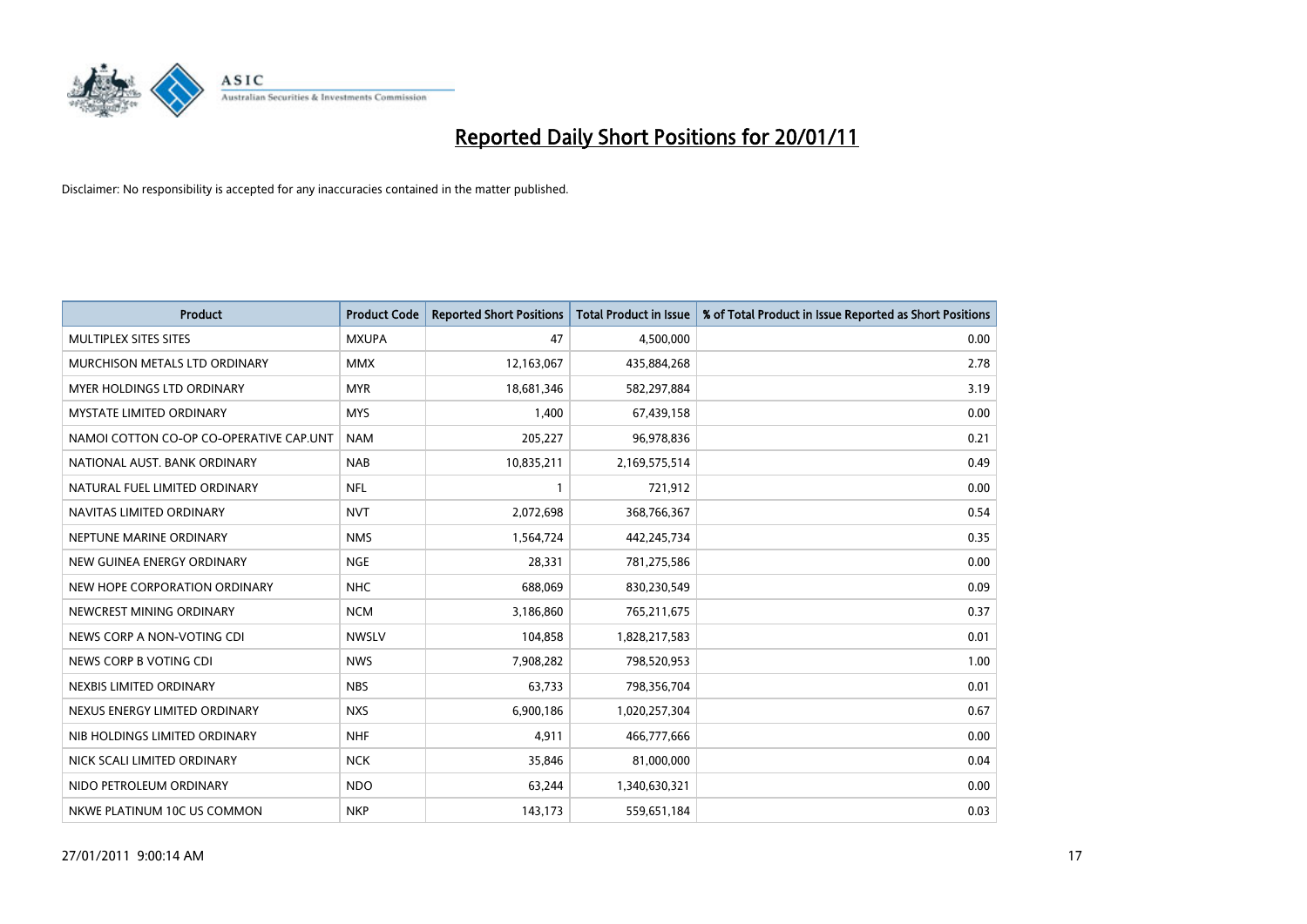# Reported Daily Short Positions for 20/01/11

Disclaimer: No responsibility is accepted for any inaccuracies contained in the matter published.

| Product | Product Code | Reported Short Positions | Total Product in Issue | % of Total Product in Issue Reported as Short Positions |
|---|---|---|---|---|
| MULTIPLEX SITES SITES | MXUPA | 47 | 4,500,000 | 0.00 |
| MURCHISON METALS LTD ORDINARY | MMX | 12,163,067 | 435,884,268 | 2.78 |
| MYER HOLDINGS LTD ORDINARY | MYR | 18,681,346 | 582,297,884 | 3.19 |
| MYSTATE LIMITED ORDINARY | MYS | 1,400 | 67,439,158 | 0.00 |
| NAMOI COTTON CO-OP CO-OPERATIVE CAP.UNT | NAM | 205,227 | 96,978,836 | 0.21 |
| NATIONAL AUST. BANK ORDINARY | NAB | 10,835,211 | 2,169,575,514 | 0.49 |
| NATURAL FUEL LIMITED ORDINARY | NFL | 1 | 721,912 | 0.00 |
| NAVITAS LIMITED ORDINARY | NVT | 2,072,698 | 368,766,367 | 0.54 |
| NEPTUNE MARINE ORDINARY | NMS | 1,564,724 | 442,245,734 | 0.35 |
| NEW GUINEA ENERGY ORDINARY | NGE | 28,331 | 781,275,586 | 0.00 |
| NEW HOPE CORPORATION ORDINARY | NHC | 688,069 | 830,230,549 | 0.09 |
| NEWCREST MINING ORDINARY | NCM | 3,186,860 | 765,211,675 | 0.37 |
| NEWS CORP A NON-VOTING CDI | NWSLV | 104,858 | 1,828,217,583 | 0.01 |
| NEWS CORP B VOTING CDI | NWS | 7,908,282 | 798,520,953 | 1.00 |
| NEXBIS LIMITED ORDINARY | NBS | 63,733 | 798,356,704 | 0.01 |
| NEXUS ENERGY LIMITED ORDINARY | NXS | 6,900,186 | 1,020,257,304 | 0.67 |
| NIB HOLDINGS LIMITED ORDINARY | NHF | 4,911 | 466,777,666 | 0.00 |
| NICK SCALI LIMITED ORDINARY | NCK | 35,846 | 81,000,000 | 0.04 |
| NIDO PETROLEUM ORDINARY | NDO | 63,244 | 1,340,630,321 | 0.00 |
| NKWE PLATINUM 10C US COMMON | NKP | 143,173 | 559,651,184 | 0.03 |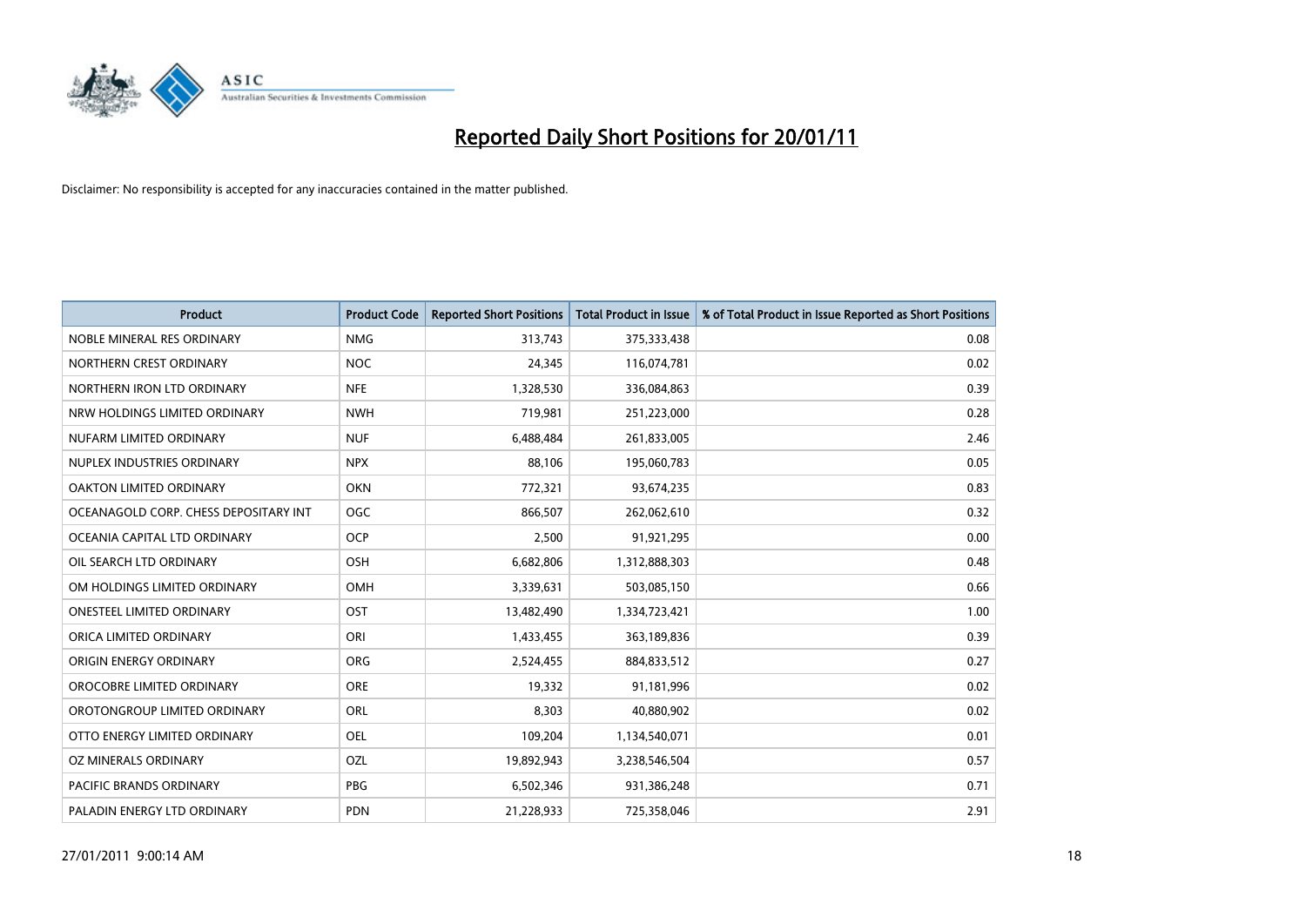# Reported Daily Short Positions for 20/01/11

Disclaimer: No responsibility is accepted for any inaccuracies contained in the matter published.

| Product | Product Code | Reported Short Positions | Total Product in Issue | % of Total Product in Issue Reported as Short Positions |
|---|---|---|---|---|
| NOBLE MINERAL RES ORDINARY | NMG | 313,743 | 375,333,438 | 0.08 |
| NORTHERN CREST ORDINARY | NOC | 24,345 | 116,074,781 | 0.02 |
| NORTHERN IRON LTD ORDINARY | NFE | 1,328,530 | 336,084,863 | 0.39 |
| NRW HOLDINGS LIMITED ORDINARY | NWH | 719,981 | 251,223,000 | 0.28 |
| NUFARM LIMITED ORDINARY | NUF | 6,488,484 | 261,833,005 | 2.46 |
| NUPLEX INDUSTRIES ORDINARY | NPX | 88,106 | 195,060,783 | 0.05 |
| OAKTON LIMITED ORDINARY | OKN | 772,321 | 93,674,235 | 0.83 |
| OCEANAGOLD CORP. CHESS DEPOSITARY INT | OGC | 866,507 | 262,062,610 | 0.32 |
| OCEANIA CAPITAL LTD ORDINARY | OCP | 2,500 | 91,921,295 | 0.00 |
| OIL SEARCH LTD ORDINARY | OSH | 6,682,806 | 1,312,888,303 | 0.48 |
| OM HOLDINGS LIMITED ORDINARY | OMH | 3,339,631 | 503,085,150 | 0.66 |
| ONESTEEL LIMITED ORDINARY | OST | 13,482,490 | 1,334,723,421 | 1.00 |
| ORICA LIMITED ORDINARY | ORI | 1,433,455 | 363,189,836 | 0.39 |
| ORIGIN ENERGY ORDINARY | ORG | 2,524,455 | 884,833,512 | 0.27 |
| OROCOBRE LIMITED ORDINARY | ORE | 19,332 | 91,181,996 | 0.02 |
| OROTONGROUP LIMITED ORDINARY | ORL | 8,303 | 40,880,902 | 0.02 |
| OTTO ENERGY LIMITED ORDINARY | OEL | 109,204 | 1,134,540,071 | 0.01 |
| OZ MINERALS ORDINARY | OZL | 19,892,943 | 3,238,546,504 | 0.57 |
| PACIFIC BRANDS ORDINARY | PBG | 6,502,346 | 931,386,248 | 0.71 |
| PALADIN ENERGY LTD ORDINARY | PDN | 21,228,933 | 725,358,046 | 2.91 |

27/01/2011 9:00:14 AM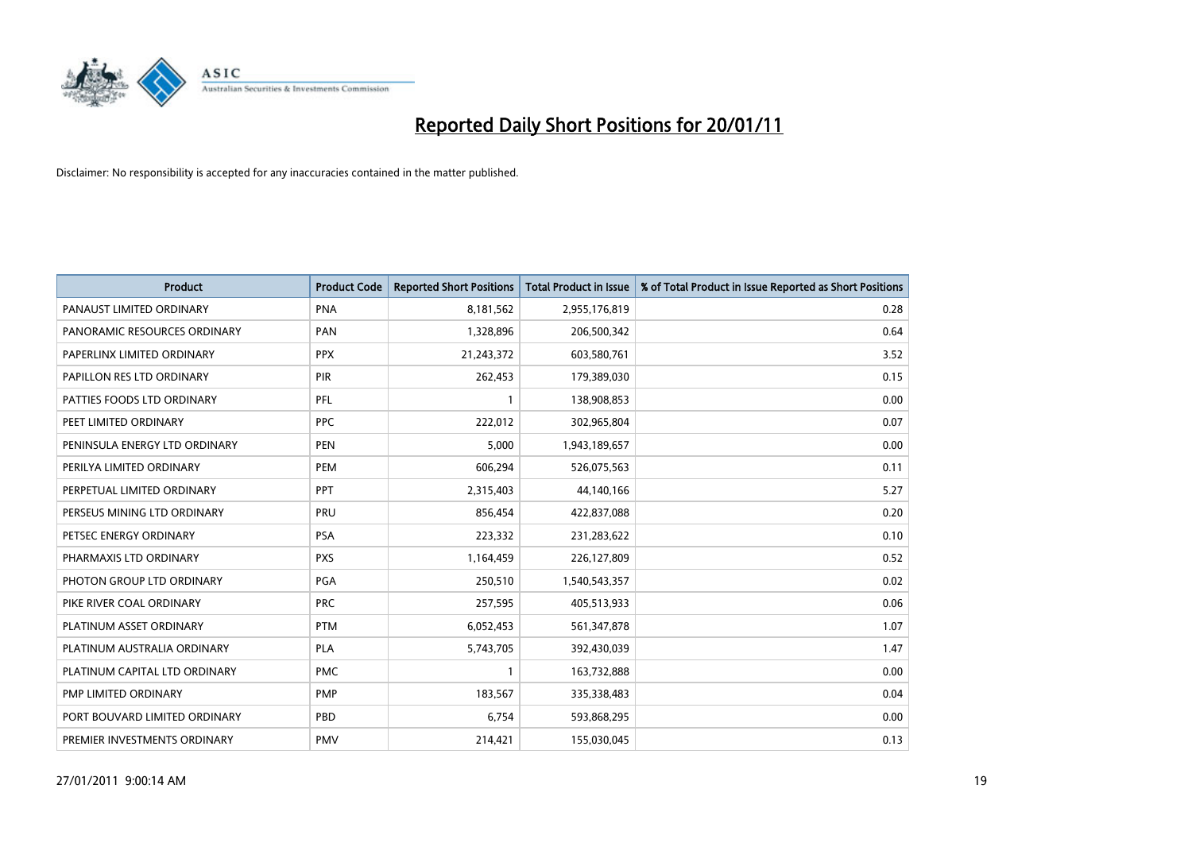# Reported Daily Short Positions for 20/01/11

Disclaimer: No responsibility is accepted for any inaccuracies contained in the matter published.

| Product | Product Code | Reported Short Positions | Total Product in Issue | % of Total Product in Issue Reported as Short Positions |
| --- | --- | --- | --- | --- |
| PANAUST LIMITED ORDINARY | PNA | 8,181,562 | 2,955,176,819 | 0.28 |
| PANORAMIC RESOURCES ORDINARY | PAN | 1,328,896 | 206,500,342 | 0.64 |
| PAPERLINX LIMITED ORDINARY | PPX | 21,243,372 | 603,580,761 | 3.52 |
| PAPILLON RES LTD ORDINARY | PIR | 262,453 | 179,389,030 | 0.15 |
| PATTIES FOODS LTD ORDINARY | PFL | 1 | 138,908,853 | 0.00 |
| PEET LIMITED ORDINARY | PPC | 222,012 | 302,965,804 | 0.07 |
| PENINSULA ENERGY LTD ORDINARY | PEN | 5,000 | 1,943,189,657 | 0.00 |
| PERILYA LIMITED ORDINARY | PEM | 606,294 | 526,075,563 | 0.11 |
| PERPETUAL LIMITED ORDINARY | PPT | 2,315,403 | 44,140,166 | 5.27 |
| PERSEUS MINING LTD ORDINARY | PRU | 856,454 | 422,837,088 | 0.20 |
| PETSEC ENERGY ORDINARY | PSA | 223,332 | 231,283,622 | 0.10 |
| PHARMAXIS LTD ORDINARY | PXS | 1,164,459 | 226,127,809 | 0.52 |
| PHOTON GROUP LTD ORDINARY | PGA | 250,510 | 1,540,543,357 | 0.02 |
| PIKE RIVER COAL ORDINARY | PRC | 257,595 | 405,513,933 | 0.06 |
| PLATINUM ASSET ORDINARY | PTM | 6,052,453 | 561,347,878 | 1.07 |
| PLATINUM AUSTRALIA ORDINARY | PLA | 5,743,705 | 392,430,039 | 1.47 |
| PLATINUM CAPITAL LTD ORDINARY | PMC | 1 | 163,732,888 | 0.00 |
| PMP LIMITED ORDINARY | PMP | 183,567 | 335,338,483 | 0.04 |
| PORT BOUVARD LIMITED ORDINARY | PBD | 6,754 | 593,868,295 | 0.00 |
| PREMIER INVESTMENTS ORDINARY | PMV | 214,421 | 155,030,045 | 0.13 |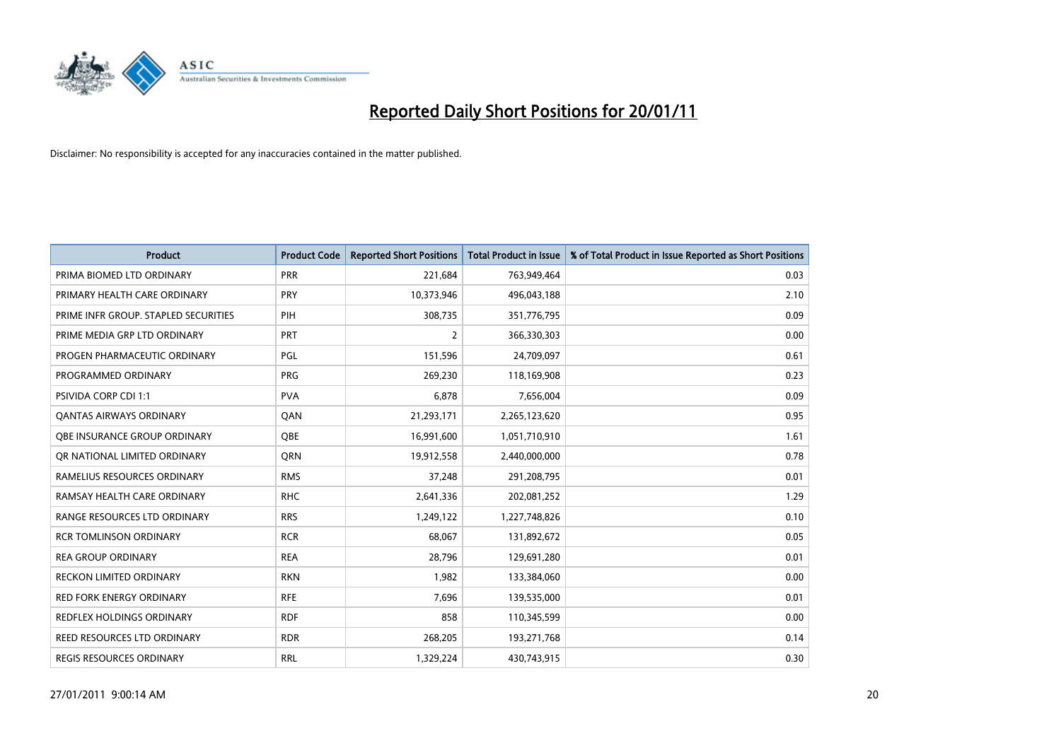# Reported Daily Short Positions for 20/01/11

Disclaimer: No responsibility is accepted for any inaccuracies contained in the matter published.

| Product | Product Code | Reported Short Positions | Total Product in Issue | % of Total Product in Issue Reported as Short Positions |
|---|---|---|---|---|
| PRIMA BIOMED LTD ORDINARY | PRR | 221,684 | 763,949,464 | 0.03 |
| PRIMARY HEALTH CARE ORDINARY | PRY | 10,373,946 | 496,043,188 | 2.10 |
| PRIME INFR GROUP. STAPLED SECURITIES | PIH | 308,735 | 351,776,795 | 0.09 |
| PRIME MEDIA GRP LTD ORDINARY | PRT | 2 | 366,330,303 | 0.00 |
| PROGEN PHARMACEUTIC ORDINARY | PGL | 151,596 | 24,709,097 | 0.61 |
| PROGRAMMED ORDINARY | PRG | 269,230 | 118,169,908 | 0.23 |
| PSIVIDA CORP CDI 1:1 | PVA | 6,878 | 7,656,004 | 0.09 |
| QANTAS AIRWAYS ORDINARY | QAN | 21,293,171 | 2,265,123,620 | 0.95 |
| QBE INSURANCE GROUP ORDINARY | QBE | 16,991,600 | 1,051,710,910 | 1.61 |
| QR NATIONAL LIMITED ORDINARY | QRN | 19,912,558 | 2,440,000,000 | 0.78 |
| RAMELIUS RESOURCES ORDINARY | RMS | 37,248 | 291,208,795 | 0.01 |
| RAMSAY HEALTH CARE ORDINARY | RHC | 2,641,336 | 202,081,252 | 1.29 |
| RANGE RESOURCES LTD ORDINARY | RRS | 1,249,122 | 1,227,748,826 | 0.10 |
| RCR TOMLINSON ORDINARY | RCR | 68,067 | 131,892,672 | 0.05 |
| REA GROUP ORDINARY | REA | 28,796 | 129,691,280 | 0.01 |
| RECKON LIMITED ORDINARY | RKN | 1,982 | 133,384,060 | 0.00 |
| RED FORK ENERGY ORDINARY | RFE | 7,696 | 139,535,000 | 0.01 |
| REDFLEX HOLDINGS ORDINARY | RDF | 858 | 110,345,599 | 0.00 |
| REED RESOURCES LTD ORDINARY | RDR | 268,205 | 193,271,768 | 0.14 |
| REGIS RESOURCES ORDINARY | RRL | 1,329,224 | 430,743,915 | 0.30 |

27/01/2011 9:00:14 AM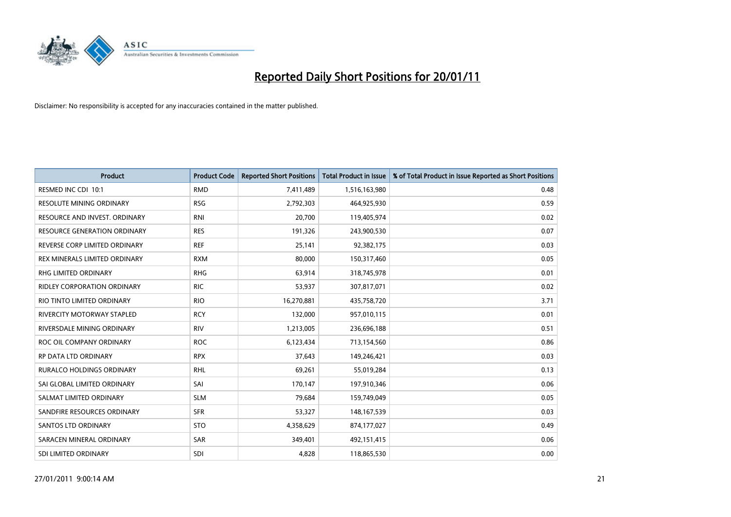# Reported Daily Short Positions for 20/01/11

Disclaimer: No responsibility is accepted for any inaccuracies contained in the matter published.

| Product | Product Code | Reported Short Positions | Total Product in Issue | % of Total Product in Issue Reported as Short Positions |
|---|---|---|---|---|
| RESMED INC CDI 10:1 | RMD | 7,411,489 | 1,516,163,980 | 0.48 |
| RESOLUTE MINING ORDINARY | RSG | 2,792,303 | 464,925,930 | 0.59 |
| RESOURCE AND INVEST. ORDINARY | RNI | 20,700 | 119,405,974 | 0.02 |
| RESOURCE GENERATION ORDINARY | RES | 191,326 | 243,900,530 | 0.07 |
| REVERSE CORP LIMITED ORDINARY | REF | 25,141 | 92,382,175 | 0.03 |
| REX MINERALS LIMITED ORDINARY | RXM | 80,000 | 150,317,460 | 0.05 |
| RHG LIMITED ORDINARY | RHG | 63,914 | 318,745,978 | 0.01 |
| RIDLEY CORPORATION ORDINARY | RIC | 53,937 | 307,817,071 | 0.02 |
| RIO TINTO LIMITED ORDINARY | RIO | 16,270,881 | 435,758,720 | 3.71 |
| RIVERCITY MOTORWAY STAPLED | RCY | 132,000 | 957,010,115 | 0.01 |
| RIVERSDALE MINING ORDINARY | RIV | 1,213,005 | 236,696,188 | 0.51 |
| ROC OIL COMPANY ORDINARY | ROC | 6,123,434 | 713,154,560 | 0.86 |
| RP DATA LTD ORDINARY | RPX | 37,643 | 149,246,421 | 0.03 |
| RURALCO HOLDINGS ORDINARY | RHL | 69,261 | 55,019,284 | 0.13 |
| SAI GLOBAL LIMITED ORDINARY | SAI | 170,147 | 197,910,346 | 0.06 |
| SALMAT LIMITED ORDINARY | SLM | 79,684 | 159,749,049 | 0.05 |
| SANDFIRE RESOURCES ORDINARY | SFR | 53,327 | 148,167,539 | 0.03 |
| SANTOS LTD ORDINARY | STO | 4,358,629 | 874,177,027 | 0.49 |
| SARACEN MINERAL ORDINARY | SAR | 349,401 | 492,151,415 | 0.06 |
| SDI LIMITED ORDINARY | SDI | 4,828 | 118,865,530 | 0.00 |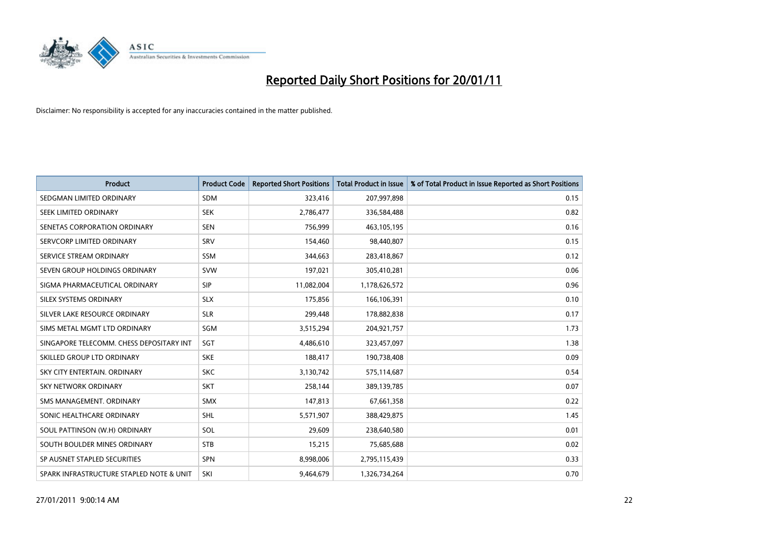# Reported Daily Short Positions for 20/01/11

Disclaimer: No responsibility is accepted for any inaccuracies contained in the matter published.

| Product | Product Code | Reported Short Positions | Total Product in Issue | % of Total Product in Issue Reported as Short Positions |
|---|---|---|---|---|
| SEDGMAN LIMITED ORDINARY | SDM | 323,416 | 207,997,898 | 0.15 |
| SEEK LIMITED ORDINARY | SEK | 2,786,477 | 336,584,488 | 0.82 |
| SENETAS CORPORATION ORDINARY | SEN | 756,999 | 463,105,195 | 0.16 |
| SERVCORP LIMITED ORDINARY | SRV | 154,460 | 98,440,807 | 0.15 |
| SERVICE STREAM ORDINARY | SSM | 344,663 | 283,418,867 | 0.12 |
| SEVEN GROUP HOLDINGS ORDINARY | SVW | 197,021 | 305,410,281 | 0.06 |
| SIGMA PHARMACEUTICAL ORDINARY | SIP | 11,082,004 | 1,178,626,572 | 0.96 |
| SILEX SYSTEMS ORDINARY | SLX | 175,856 | 166,106,391 | 0.10 |
| SILVER LAKE RESOURCE ORDINARY | SLR | 299,448 | 178,882,838 | 0.17 |
| SIMS METAL MGMT LTD ORDINARY | SGM | 3,515,294 | 204,921,757 | 1.73 |
| SINGAPORE TELECOMM. CHESS DEPOSITARY INT | SGT | 4,486,610 | 323,457,097 | 1.38 |
| SKILLED GROUP LTD ORDINARY | SKE | 188,417 | 190,738,408 | 0.09 |
| SKY CITY ENTERTAIN. ORDINARY | SKC | 3,130,742 | 575,114,687 | 0.54 |
| SKY NETWORK ORDINARY | SKT | 258,144 | 389,139,785 | 0.07 |
| SMS MANAGEMENT. ORDINARY | SMX | 147,813 | 67,661,358 | 0.22 |
| SONIC HEALTHCARE ORDINARY | SHL | 5,571,907 | 388,429,875 | 1.45 |
| SOUL PATTINSON (W.H) ORDINARY | SOL | 29,609 | 238,640,580 | 0.01 |
| SOUTH BOULDER MINES ORDINARY | STB | 15,215 | 75,685,688 | 0.02 |
| SP AUSNET STAPLED SECURITIES | SPN | 8,998,006 | 2,795,115,439 | 0.33 |
| SPARK INFRASTRUCTURE STAPLED NOTE & UNIT | SKI | 9,464,679 | 1,326,734,264 | 0.70 |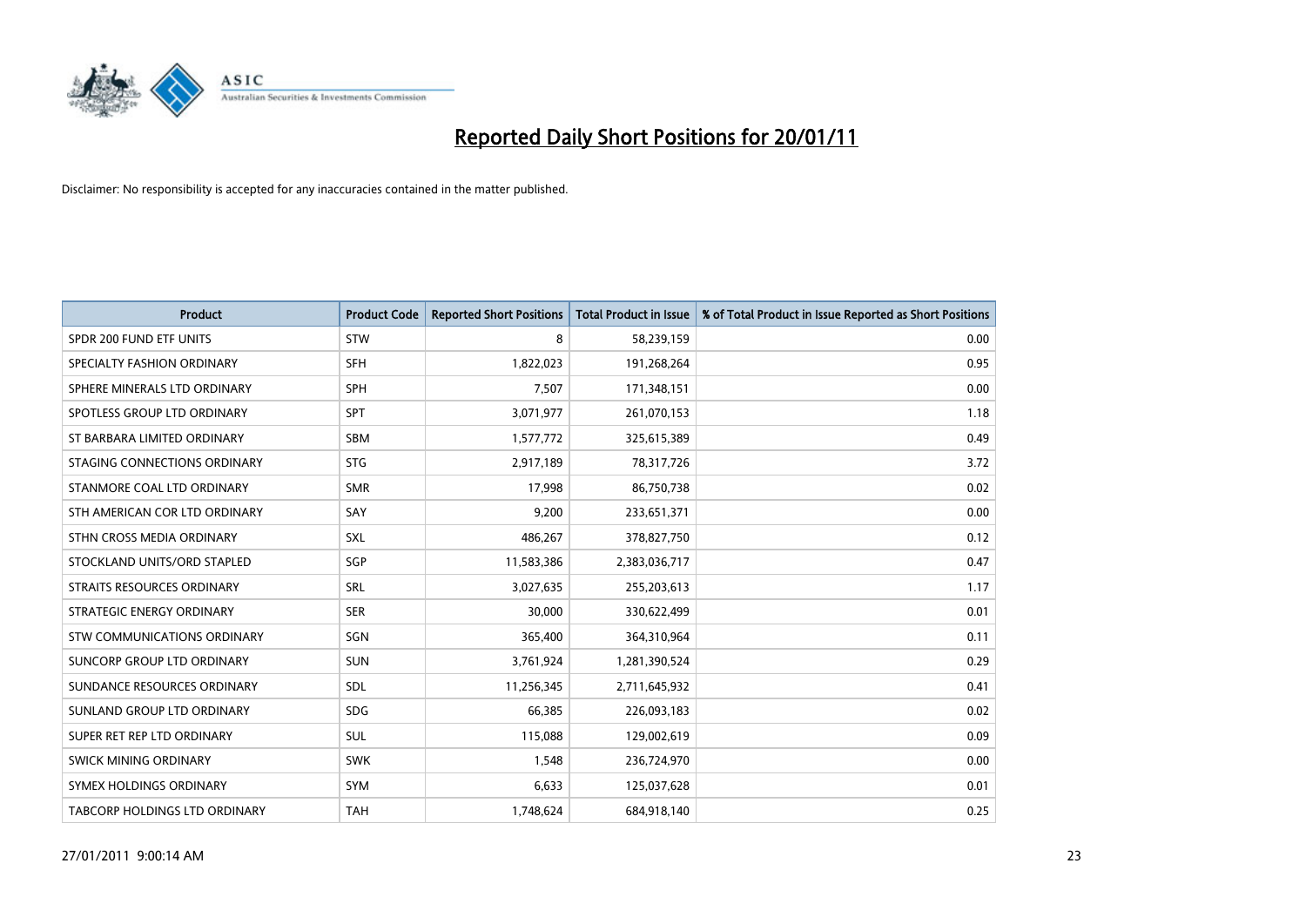# Reported Daily Short Positions for 20/01/11

Disclaimer: No responsibility is accepted for any inaccuracies contained in the matter published.

| Product | Product Code | Reported Short Positions | Total Product in Issue | % of Total Product in Issue Reported as Short Positions |
|---|---|---|---|---|
| SPDR 200 FUND ETF UNITS | STW | 8 | 58,239,159 | 0.00 |
| SPECIALTY FASHION ORDINARY | SFH | 1,822,023 | 191,268,264 | 0.95 |
| SPHERE MINERALS LTD ORDINARY | SPH | 7,507 | 171,348,151 | 0.00 |
| SPOTLESS GROUP LTD ORDINARY | SPT | 3,071,977 | 261,070,153 | 1.18 |
| ST BARBARA LIMITED ORDINARY | SBM | 1,577,772 | 325,615,389 | 0.49 |
| STAGING CONNECTIONS ORDINARY | STG | 2,917,189 | 78,317,726 | 3.72 |
| STANMORE COAL LTD ORDINARY | SMR | 17,998 | 86,750,738 | 0.02 |
| STH AMERICAN COR LTD ORDINARY | SAY | 9,200 | 233,651,371 | 0.00 |
| STHN CROSS MEDIA ORDINARY | SXL | 486,267 | 378,827,750 | 0.12 |
| STOCKLAND UNITS/ORD STAPLED | SGP | 11,583,386 | 2,383,036,717 | 0.47 |
| STRAITS RESOURCES ORDINARY | SRL | 3,027,635 | 255,203,613 | 1.17 |
| STRATEGIC ENERGY ORDINARY | SER | 30,000 | 330,622,499 | 0.01 |
| STW COMMUNICATIONS ORDINARY | SGN | 365,400 | 364,310,964 | 0.11 |
| SUNCORP GROUP LTD ORDINARY | SUN | 3,761,924 | 1,281,390,524 | 0.29 |
| SUNDANCE RESOURCES ORDINARY | SDL | 11,256,345 | 2,711,645,932 | 0.41 |
| SUNLAND GROUP LTD ORDINARY | SDG | 66,385 | 226,093,183 | 0.02 |
| SUPER RET REP LTD ORDINARY | SUL | 115,088 | 129,002,619 | 0.09 |
| SWICK MINING ORDINARY | SWK | 1,548 | 236,724,970 | 0.00 |
| SYMEX HOLDINGS ORDINARY | SYM | 6,633 | 125,037,628 | 0.01 |
| TABCORP HOLDINGS LTD ORDINARY | TAH | 1,748,624 | 684,918,140 | 0.25 |

27/01/2011 9:00:14 AM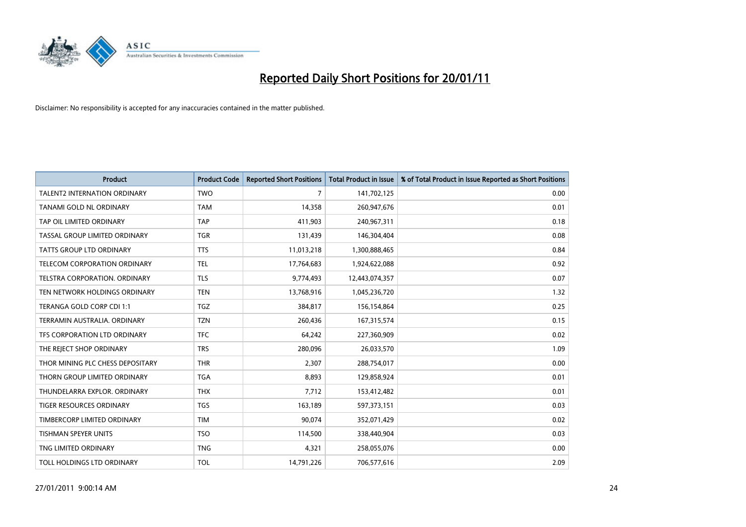# Reported Daily Short Positions for 20/01/11

Disclaimer: No responsibility is accepted for any inaccuracies contained in the matter published.

| Product | Product Code | Reported Short Positions | Total Product in Issue | % of Total Product in Issue Reported as Short Positions |
|---|---|---|---|---|
| TALENT2 INTERNATION ORDINARY | TWO | 7 | 141,702,125 | 0.00 |
| TANAMI GOLD NL ORDINARY | TAM | 14,358 | 260,947,676 | 0.01 |
| TAP OIL LIMITED ORDINARY | TAP | 411,903 | 240,967,311 | 0.18 |
| TASSAL GROUP LIMITED ORDINARY | TGR | 131,439 | 146,304,404 | 0.08 |
| TATTS GROUP LTD ORDINARY | TTS | 11,013,218 | 1,300,888,465 | 0.84 |
| TELECOM CORPORATION ORDINARY | TEL | 17,764,683 | 1,924,622,088 | 0.92 |
| TELSTRA CORPORATION. ORDINARY | TLS | 9,774,493 | 12,443,074,357 | 0.07 |
| TEN NETWORK HOLDINGS ORDINARY | TEN | 13,768,916 | 1,045,236,720 | 1.32 |
| TERANGA GOLD CORP CDI 1:1 | TGZ | 384,817 | 156,154,864 | 0.25 |
| TERRAMIN AUSTRALIA. ORDINARY | TZN | 260,436 | 167,315,574 | 0.15 |
| TFS CORPORATION LTD ORDINARY | TFC | 64,242 | 227,360,909 | 0.02 |
| THE REJECT SHOP ORDINARY | TRS | 280,096 | 26,033,570 | 1.09 |
| THOR MINING PLC CHESS DEPOSITARY | THR | 2,307 | 288,754,017 | 0.00 |
| THORN GROUP LIMITED ORDINARY | TGA | 8,893 | 129,858,924 | 0.01 |
| THUNDELARRA EXPLOR. ORDINARY | THX | 7,712 | 153,412,482 | 0.01 |
| TIGER RESOURCES ORDINARY | TGS | 163,189 | 597,373,151 | 0.03 |
| TIMBERCORP LIMITED ORDINARY | TIM | 90,074 | 352,071,429 | 0.02 |
| TISHMAN SPEYER UNITS | TSO | 114,500 | 338,440,904 | 0.03 |
| TNG LIMITED ORDINARY | TNG | 4,321 | 258,055,076 | 0.00 |
| TOLL HOLDINGS LTD ORDINARY | TOL | 14,791,226 | 706,577,616 | 2.09 |

27/01/2011 9:00:14 AM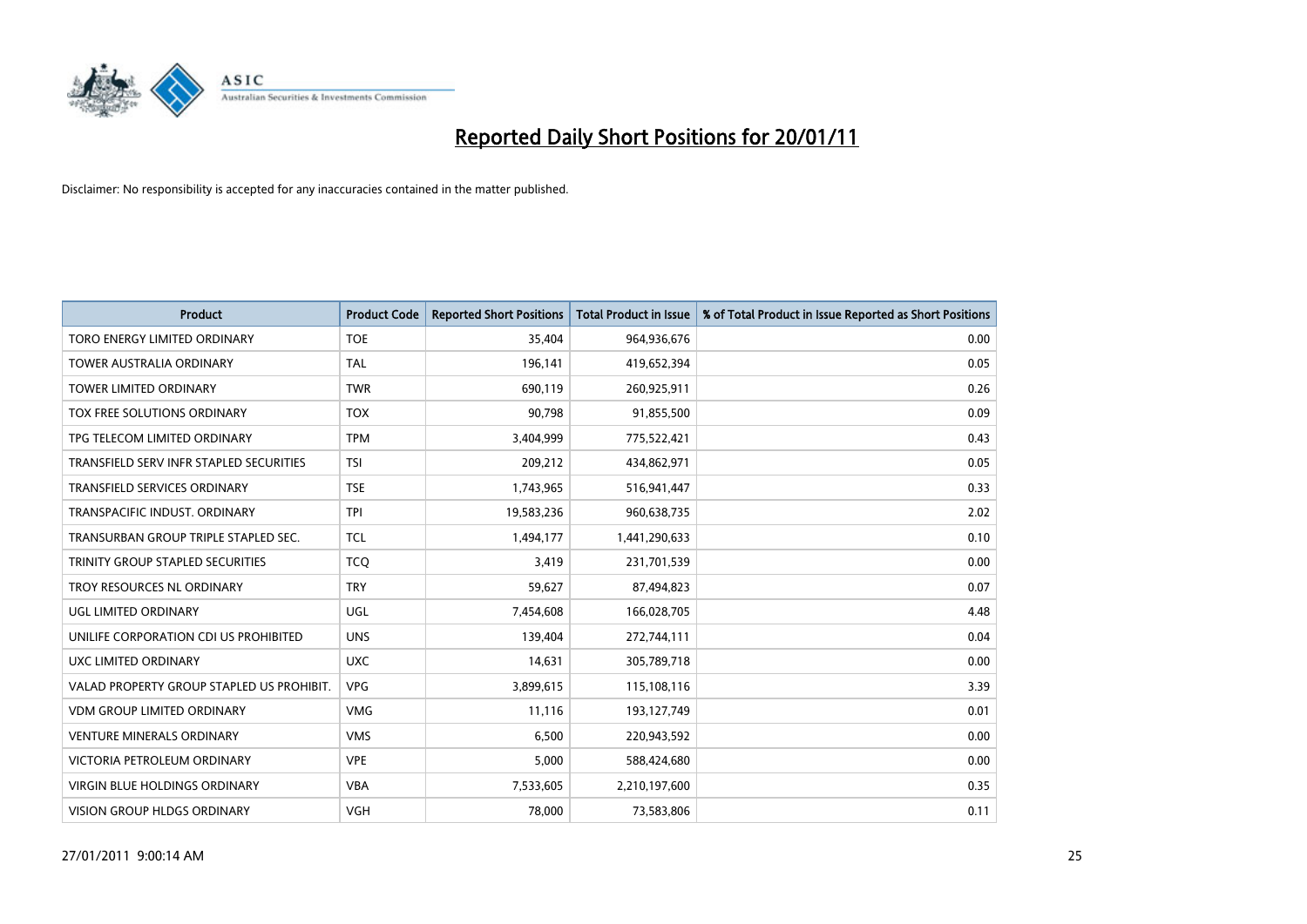# Reported Daily Short Positions for 20/01/11

Disclaimer: No responsibility is accepted for any inaccuracies contained in the matter published.

| Product | Product Code | Reported Short Positions | Total Product in Issue | % of Total Product in Issue Reported as Short Positions |
|---|---|---|---|---|
| TORO ENERGY LIMITED ORDINARY | TOE | 35,404 | 964,936,676 | 0.00 |
| TOWER AUSTRALIA ORDINARY | TAL | 196,141 | 419,652,394 | 0.05 |
| TOWER LIMITED ORDINARY | TWR | 690,119 | 260,925,911 | 0.26 |
| TOX FREE SOLUTIONS ORDINARY | TOX | 90,798 | 91,855,500 | 0.09 |
| TPG TELECOM LIMITED ORDINARY | TPM | 3,404,999 | 775,522,421 | 0.43 |
| TRANSFIELD SERV INFR STAPLED SECURITIES | TSI | 209,212 | 434,862,971 | 0.05 |
| TRANSFIELD SERVICES ORDINARY | TSE | 1,743,965 | 516,941,447 | 0.33 |
| TRANSPACIFIC INDUST. ORDINARY | TPI | 19,583,236 | 960,638,735 | 2.02 |
| TRANSURBAN GROUP TRIPLE STAPLED SEC. | TCL | 1,494,177 | 1,441,290,633 | 0.10 |
| TRINITY GROUP STAPLED SECURITIES | TCQ | 3,419 | 231,701,539 | 0.00 |
| TROY RESOURCES NL ORDINARY | TRY | 59,627 | 87,494,823 | 0.07 |
| UGL LIMITED ORDINARY | UGL | 7,454,608 | 166,028,705 | 4.48 |
| UNILIFE CORPORATION CDI US PROHIBITED | UNS | 139,404 | 272,744,111 | 0.04 |
| UXC LIMITED ORDINARY | UXC | 14,631 | 305,789,718 | 0.00 |
| VALAD PROPERTY GROUP STAPLED US PROHIBIT. | VPG | 3,899,615 | 115,108,116 | 3.39 |
| VDM GROUP LIMITED ORDINARY | VMG | 11,116 | 193,127,749 | 0.01 |
| VENTURE MINERALS ORDINARY | VMS | 6,500 | 220,943,592 | 0.00 |
| VICTORIA PETROLEUM ORDINARY | VPE | 5,000 | 588,424,680 | 0.00 |
| VIRGIN BLUE HOLDINGS ORDINARY | VBA | 7,533,605 | 2,210,197,600 | 0.35 |
| VISION GROUP HLDGS ORDINARY | VGH | 78,000 | 73,583,806 | 0.11 |

27/01/2011 9:00:14 AM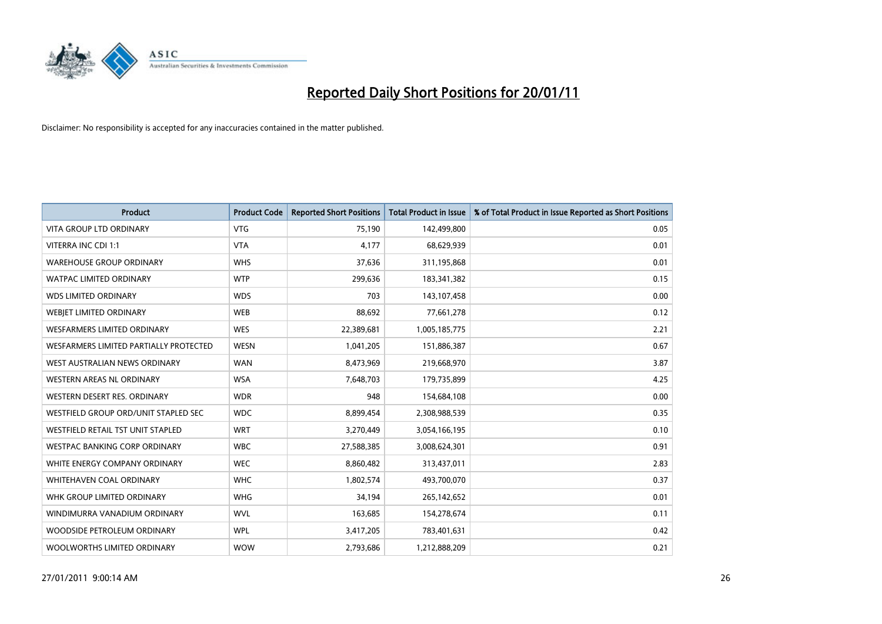# Reported Daily Short Positions for 20/01/11

Disclaimer: No responsibility is accepted for any inaccuracies contained in the matter published.

| Product | Product Code | Reported Short Positions | Total Product in Issue | % of Total Product in Issue Reported as Short Positions |
| --- | --- | --- | --- | --- |
| VITA GROUP LTD ORDINARY | VTG | 75,190 | 142,499,800 | 0.05 |
| VITERRA INC CDI 1:1 | VTA | 4,177 | 68,629,939 | 0.01 |
| WAREHOUSE GROUP ORDINARY | WHS | 37,636 | 311,195,868 | 0.01 |
| WATPAC LIMITED ORDINARY | WTP | 299,636 | 183,341,382 | 0.15 |
| WDS LIMITED ORDINARY | WDS | 703 | 143,107,458 | 0.00 |
| WEBJET LIMITED ORDINARY | WEB | 88,692 | 77,661,278 | 0.12 |
| WESFARMERS LIMITED ORDINARY | WES | 22,389,681 | 1,005,185,775 | 2.21 |
| WESFARMERS LIMITED PARTIALLY PROTECTED | WESN | 1,041,205 | 151,886,387 | 0.67 |
| WEST AUSTRALIAN NEWS ORDINARY | WAN | 8,473,969 | 219,668,970 | 3.87 |
| WESTERN AREAS NL ORDINARY | WSA | 7,648,703 | 179,735,899 | 4.25 |
| WESTERN DESERT RES. ORDINARY | WDR | 948 | 154,684,108 | 0.00 |
| WESTFIELD GROUP ORD/UNIT STAPLED SEC | WDC | 8,899,454 | 2,308,988,539 | 0.35 |
| WESTFIELD RETAIL TST UNIT STAPLED | WRT | 3,270,449 | 3,054,166,195 | 0.10 |
| WESTPAC BANKING CORP ORDINARY | WBC | 27,588,385 | 3,008,624,301 | 0.91 |
| WHITE ENERGY COMPANY ORDINARY | WEC | 8,860,482 | 313,437,011 | 2.83 |
| WHITEHAVEN COAL ORDINARY | WHC | 1,802,574 | 493,700,070 | 0.37 |
| WHK GROUP LIMITED ORDINARY | WHG | 34,194 | 265,142,652 | 0.01 |
| WINDIMURRA VANADIUM ORDINARY | WVL | 163,685 | 154,278,674 | 0.11 |
| WOODSIDE PETROLEUM ORDINARY | WPL | 3,417,205 | 783,401,631 | 0.42 |
| WOOLWORTHS LIMITED ORDINARY | WOW | 2,793,686 | 1,212,888,209 | 0.21 |

27/01/2011 9:00:14 AM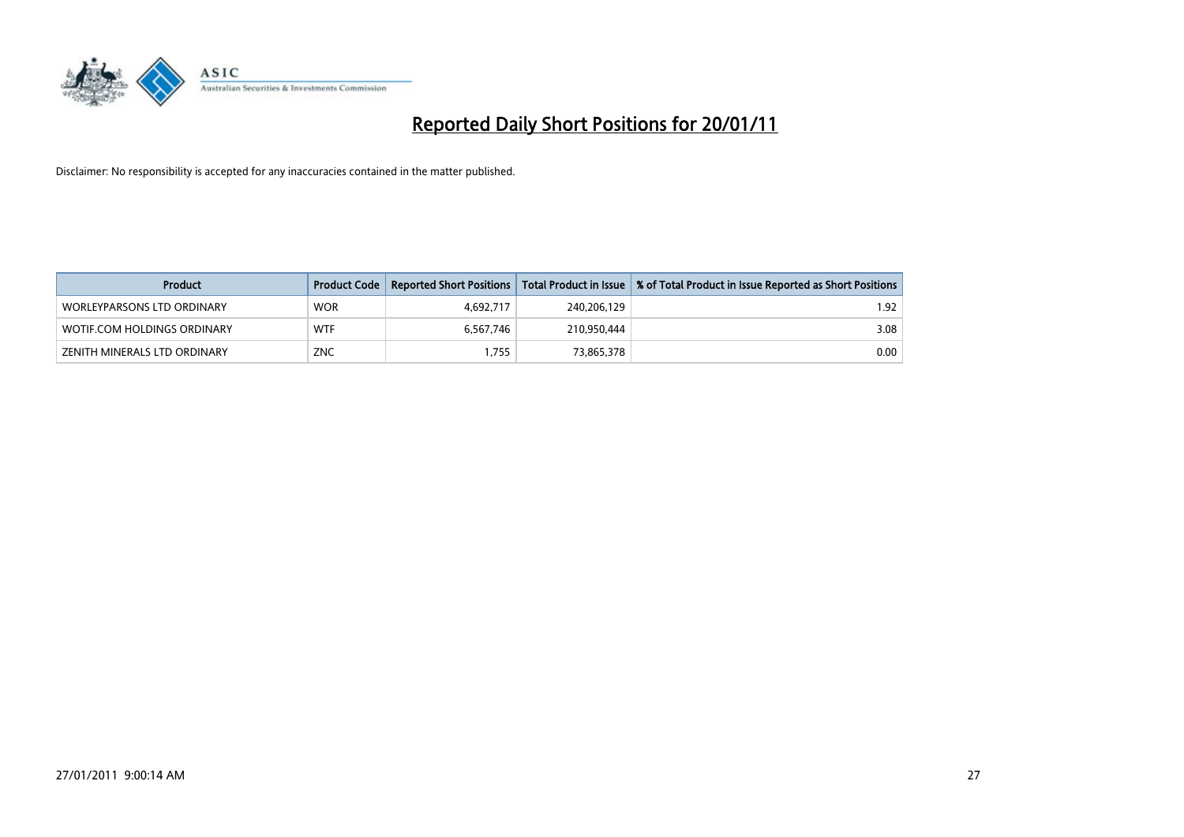# Reported Daily Short Positions for 20/01/11

Disclaimer: No responsibility is accepted for any inaccuracies contained in the matter published.

| Product | Product Code | Reported Short Positions | Total Product in Issue | % of Total Product in Issue Reported as Short Positions |
|---|---|---|---|---|
| WORLEYPARSONS LTD ORDINARY | WOR | 4,692,717 | 240,206,129 | 1.92 |
| WOTIF.COM HOLDINGS ORDINARY | WTF | 6,567,746 | 210,950,444 | 3.08 |
| ZENITH MINERALS LTD ORDINARY | ZNC | 1,755 | 73,865,378 | 0.00 |